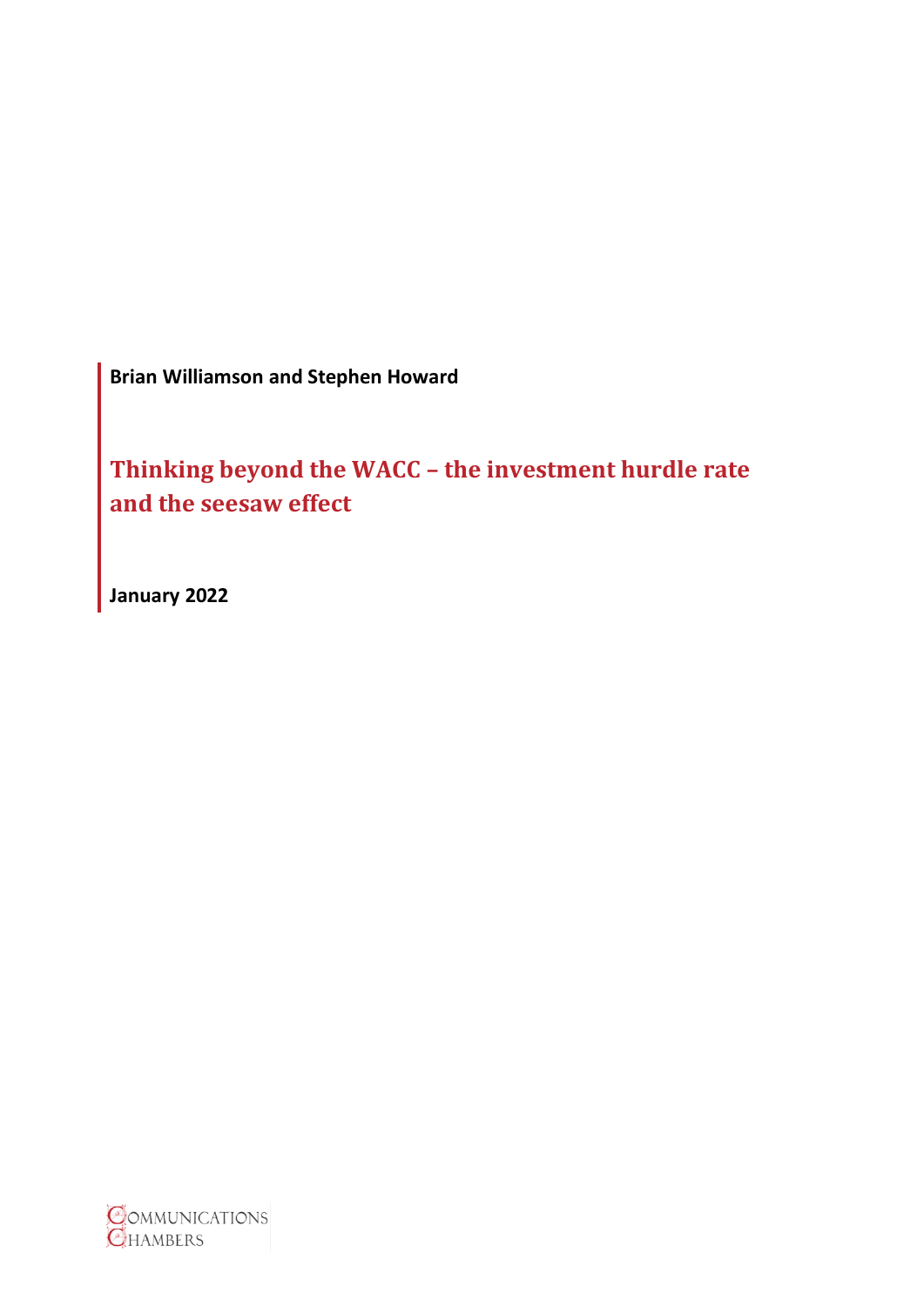**Brian Williamson and Stephen Howard**

# Thinking beyond the WACC – the investment hurdle rate and the seesaw effect

**January 2022**

COMMUNICATIONS CHAMBERS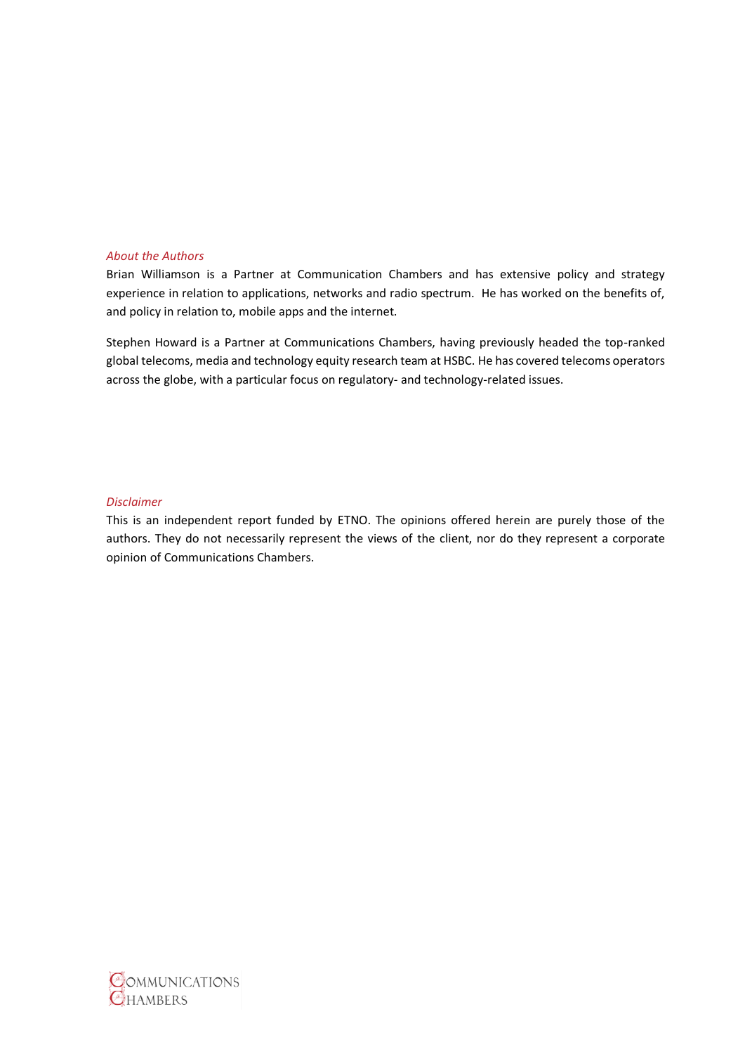*About the Authors*

Brian Williamson is a Partner at Communication Chambers and has extensive policy and strategy experience in relation to applications, networks and radio spectrum. He has worked on the benefits of, and policy in relation to, mobile apps and the internet.

Stephen Howard is a Partner at Communications Chambers, having previously headed the top-ranked global telecoms, media and technology equity research team at HSBC. He has covered telecoms operators across the globe, with a particular focus on regulatory- and technology-related issues.

*Disclaimer*

This is an independent report funded by ETNO. The opinions offered herein are purely those of the authors. They do not necessarily represent the views of the client, nor do they represent a corporate opinion of Communications Chambers.

COMMUNICATIONS CHAMBERS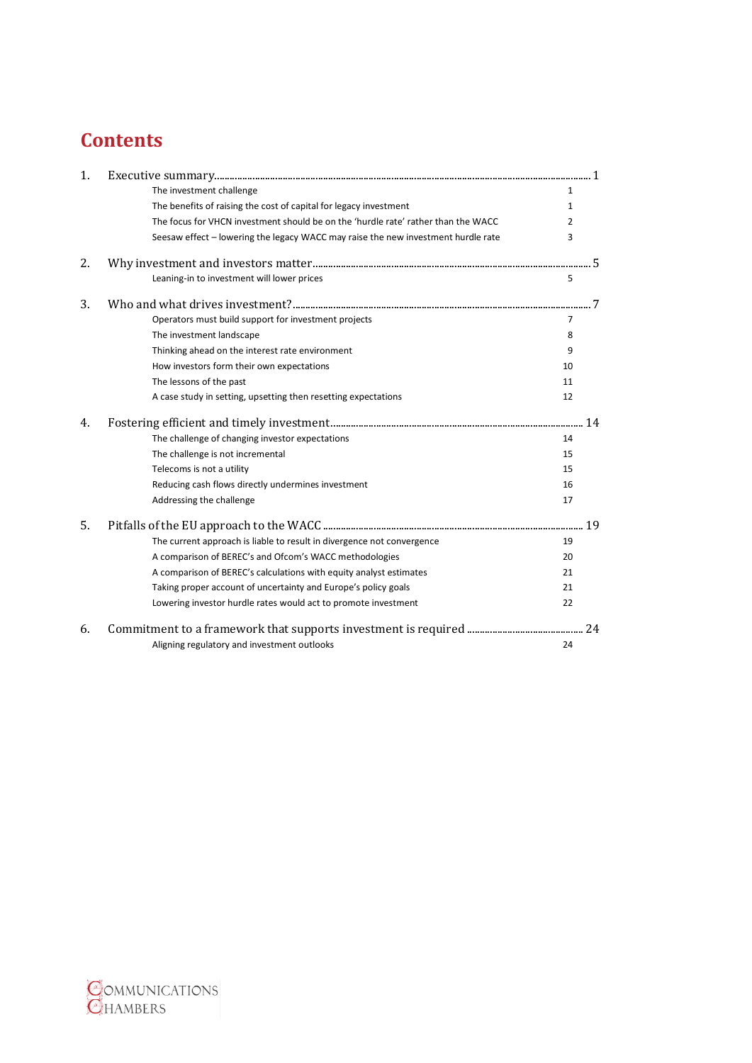# Contents

1. Executive summary ..... 1
   - The investment challenge 1
   - The benefits of raising the cost of capital for legacy investment 1
   - The focus for VHCN investment should be on the 'hurdle rate' rather than the WACC 2
   - Seesaw effect – lowering the legacy WACC may raise the new investment hurdle rate 3
2. Why investment and investors matter ..... 5
   - Leaning-in to investment will lower prices 5
3. Who and what drives investment? ..... 7
   - Operators must build support for investment projects 7
   - The investment landscape 8
   - Thinking ahead on the interest rate environment 9
   - How investors form their own expectations 10
   - The lessons of the past 11
   - A case study in setting, upsetting then resetting expectations 12
4. Fostering efficient and timely investment ..... 14
   - The challenge of changing investor expectations 14
   - The challenge is not incremental 15
   - Telecoms is not a utility 15
   - Reducing cash flows directly undermines investment 16
   - Addressing the challenge 17
5. Pitfalls of the EU approach to the WACC ..... 19
   - The current approach is liable to result in divergence not convergence 19
   - A comparison of BEREC's and Ofcom's WACC methodologies 20
   - A comparison of BEREC's calculations with equity analyst estimates 21
   - Taking proper account of uncertainty and Europe's policy goals 21
   - Lowering investor hurdle rates would act to promote investment 22
6. Commitment to a framework that supports investment is required ..... 24
   - Aligning regulatory and investment outlooks 24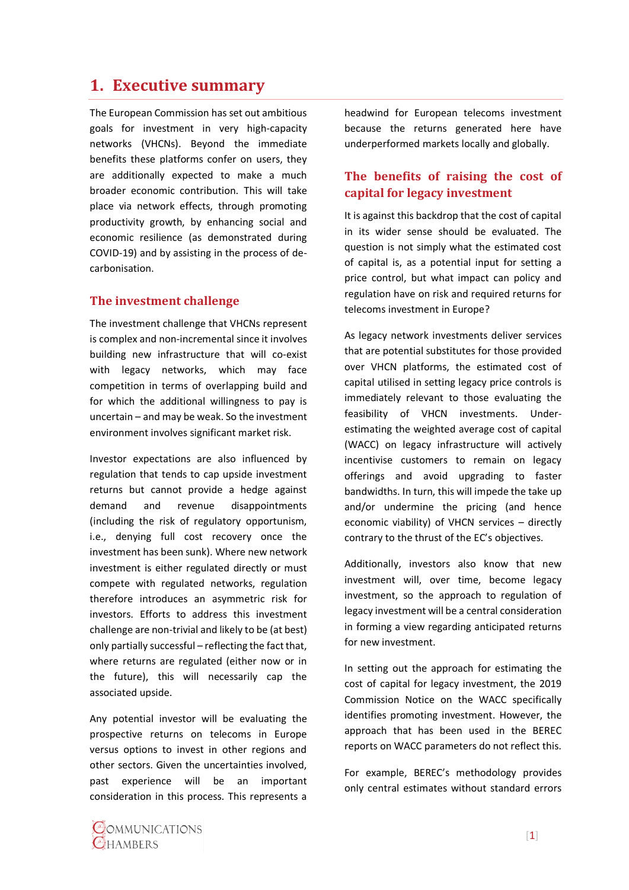# 1. Executive summary

The European Commission has set out ambitious goals for investment in very high-capacity networks (VHCNs). Beyond the immediate benefits these platforms confer on users, they are additionally expected to make a much broader economic contribution. This will take place via network effects, through promoting productivity growth, by enhancing social and economic resilience (as demonstrated during COVID-19) and by assisting in the process of de-carbonisation.

## The investment challenge

The investment challenge that VHCNs represent is complex and non-incremental since it involves building new infrastructure that will co-exist with legacy networks, which may face competition in terms of overlapping build and for which the additional willingness to pay is uncertain – and may be weak. So the investment environment involves significant market risk.

Investor expectations are also influenced by regulation that tends to cap upside investment returns but cannot provide a hedge against demand and revenue disappointments (including the risk of regulatory opportunism, i.e., denying full cost recovery once the investment has been sunk). Where new network investment is either regulated directly or must compete with regulated networks, regulation therefore introduces an asymmetric risk for investors. Efforts to address this investment challenge are non-trivial and likely to be (at best) only partially successful – reflecting the fact that, where returns are regulated (either now or in the future), this will necessarily cap the associated upside.

Any potential investor will be evaluating the prospective returns on telecoms in Europe versus options to invest in other regions and other sectors. Given the uncertainties involved, past experience will be an important consideration in this process. This represents a headwind for European telecoms investment because the returns generated here have underperformed markets locally and globally.

## The benefits of raising the cost of capital for legacy investment

It is against this backdrop that the cost of capital in its wider sense should be evaluated. The question is not simply what the estimated cost of capital is, as a potential input for setting a price control, but what impact can policy and regulation have on risk and required returns for telecoms investment in Europe?

As legacy network investments deliver services that are potential substitutes for those provided over VHCN platforms, the estimated cost of capital utilised in setting legacy price controls is immediately relevant to those evaluating the feasibility of VHCN investments. Under-estimating the weighted average cost of capital (WACC) on legacy infrastructure will actively incentivise customers to remain on legacy offerings and avoid upgrading to faster bandwidths. In turn, this will impede the take up and/or undermine the pricing (and hence economic viability) of VHCN services – directly contrary to the thrust of the EC's objectives.

Additionally, investors also know that new investment will, over time, become legacy investment, so the approach to regulation of legacy investment will be a central consideration in forming a view regarding anticipated returns for new investment.

In setting out the approach for estimating the cost of capital for legacy investment, the 2019 Commission Notice on the WACC specifically identifies promoting investment. However, the approach that has been used in the BEREC reports on WACC parameters do not reflect this.

For example, BEREC's methodology provides only central estimates without standard errors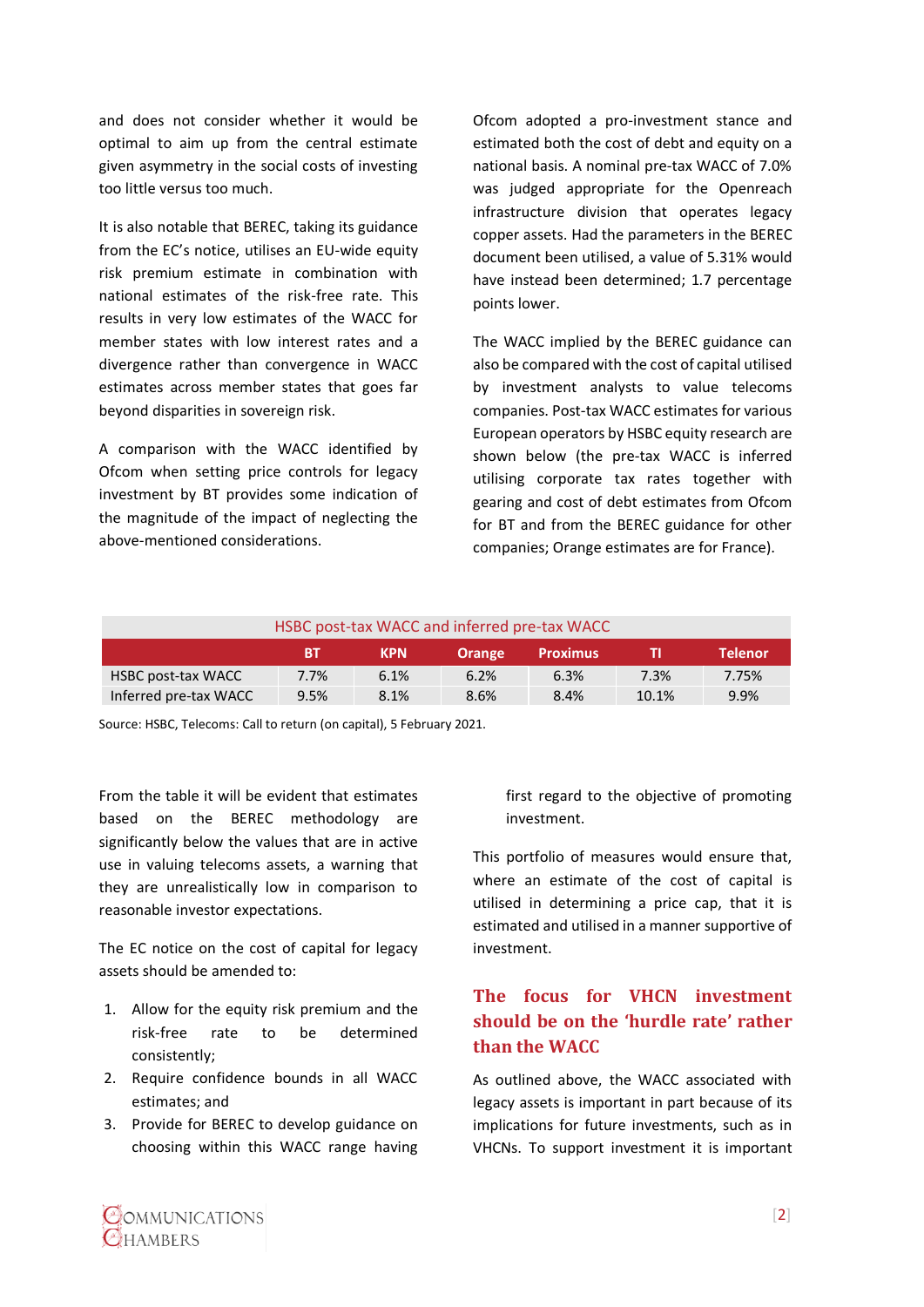and does not consider whether it would be optimal to aim up from the central estimate given asymmetry in the social costs of investing too little versus too much.

It is also notable that BEREC, taking its guidance from the EC's notice, utilises an EU-wide equity risk premium estimate in combination with national estimates of the risk-free rate. This results in very low estimates of the WACC for member states with low interest rates and a divergence rather than convergence in WACC estimates across member states that goes far beyond disparities in sovereign risk.

A comparison with the WACC identified by Ofcom when setting price controls for legacy investment by BT provides some indication of the magnitude of the impact of neglecting the above-mentioned considerations.

Ofcom adopted a pro-investment stance and estimated both the cost of debt and equity on a national basis. A nominal pre-tax WACC of 7.0% was judged appropriate for the Openreach infrastructure division that operates legacy copper assets. Had the parameters in the BEREC document been utilised, a value of 5.31% would have instead been determined; 1.7 percentage points lower.

The WACC implied by the BEREC guidance can also be compared with the cost of capital utilised by investment analysts to value telecoms companies. Post-tax WACC estimates for various European operators by HSBC equity research are shown below (the pre-tax WACC is inferred utilising corporate tax rates together with gearing and cost of debt estimates from Ofcom for BT and from the BEREC guidance for other companies; Orange estimates are for France).

HSBC post-tax WACC and inferred pre-tax WACC

| | BT | KPN | Orange | Proximus | TI | Telenor |
|---|---|---|---|---|---|---|
| HSBC post-tax WACC | 7.7% | 6.1% | 6.2% | 6.3% | 7.3% | 7.75% |
| Inferred pre-tax WACC | 9.5% | 8.1% | 8.6% | 8.4% | 10.1% | 9.9% |

Source: HSBC, Telecoms: Call to return (on capital), 5 February 2021.

From the table it will be evident that estimates based on the BEREC methodology are significantly below the values that are in active use in valuing telecoms assets, a warning that they are unrealistically low in comparison to reasonable investor expectations.

The EC notice on the cost of capital for legacy assets should be amended to:

1. Allow for the equity risk premium and the risk-free rate to be determined consistently;
2. Require confidence bounds in all WACC estimates; and
3. Provide for BEREC to develop guidance on choosing within this WACC range having first regard to the objective of promoting investment.

This portfolio of measures would ensure that, where an estimate of the cost of capital is utilised in determining a price cap, that it is estimated and utilised in a manner supportive of investment.

## The focus for VHCN investment should be on the 'hurdle rate' rather than the WACC

As outlined above, the WACC associated with legacy assets is important in part because of its implications for future investments, such as in VHCNs. To support investment it is important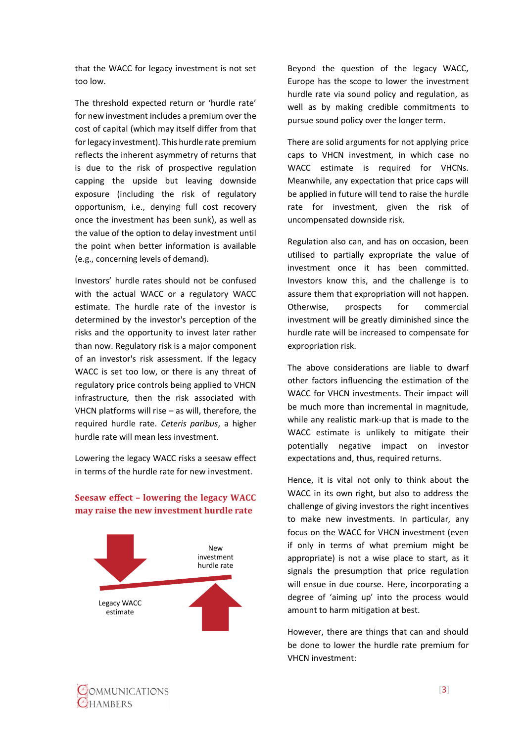that the WACC for legacy investment is not set too low.

The threshold expected return or 'hurdle rate' for new investment includes a premium over the cost of capital (which may itself differ from that for legacy investment). This hurdle rate premium reflects the inherent asymmetry of returns that is due to the risk of prospective regulation capping the upside but leaving downside exposure (including the risk of regulatory opportunism, i.e., denying full cost recovery once the investment has been sunk), as well as the value of the option to delay investment until the point when better information is available (e.g., concerning levels of demand).

Investors' hurdle rates should not be confused with the actual WACC or a regulatory WACC estimate. The hurdle rate of the investor is determined by the investor's perception of the risks and the opportunity to invest later rather than now. Regulatory risk is a major component of an investor's risk assessment. If the legacy WACC is set too low, or there is any threat of regulatory price controls being applied to VHCN infrastructure, then the risk associated with VHCN platforms will rise – as will, therefore, the required hurdle rate. *Ceteris paribus*, a higher hurdle rate will mean less investment.

Lowering the legacy WACC risks a seesaw effect in terms of the hurdle rate for new investment.

**Seesaw effect – lowering the legacy WACC may raise the new investment hurdle rate**

New investment hurdle rate

Legacy WACC estimate

Beyond the question of the legacy WACC, Europe has the scope to lower the investment hurdle rate via sound policy and regulation, as well as by making credible commitments to pursue sound policy over the longer term.

There are solid arguments for not applying price caps to VHCN investment, in which case no WACC estimate is required for VHCNs. Meanwhile, any expectation that price caps will be applied in future will tend to raise the hurdle rate for investment, given the risk of uncompensated downside risk.

Regulation also can, and has on occasion, been utilised to partially expropriate the value of investment once it has been committed. Investors know this, and the challenge is to assure them that expropriation will not happen. Otherwise, prospects for commercial investment will be greatly diminished since the hurdle rate will be increased to compensate for expropriation risk.

The above considerations are liable to dwarf other factors influencing the estimation of the WACC for VHCN investments. Their impact will be much more than incremental in magnitude, while any realistic mark-up that is made to the WACC estimate is unlikely to mitigate their potentially negative impact on investor expectations and, thus, required returns.

Hence, it is vital not only to think about the WACC in its own right, but also to address the challenge of giving investors the right incentives to make new investments. In particular, any focus on the WACC for VHCN investment (even if only in terms of what premium might be appropriate) is not a wise place to start, as it signals the presumption that price regulation will ensue in due course. Here, incorporating a degree of 'aiming up' into the process would amount to harm mitigation at best.

However, there are things that can and should be done to lower the hurdle rate premium for VHCN investment: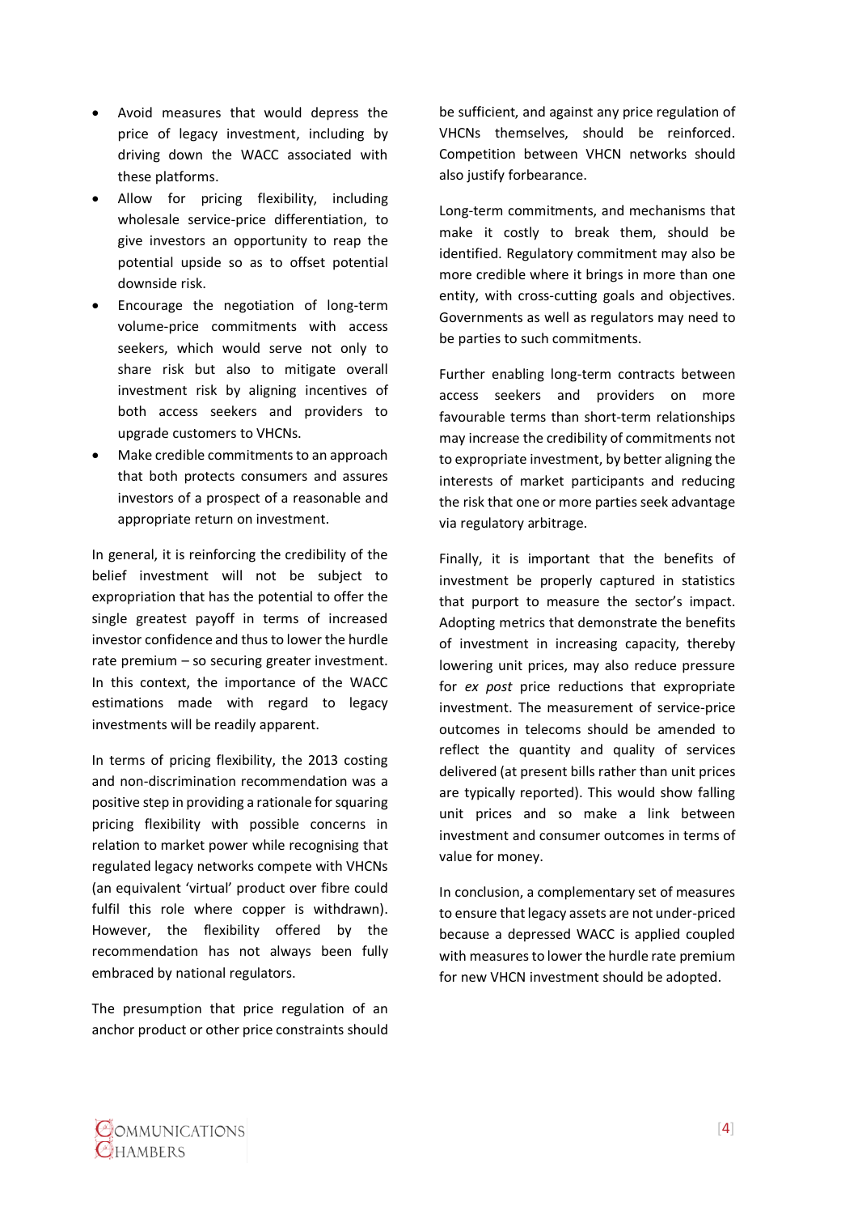- Avoid measures that would depress the price of legacy investment, including by driving down the WACC associated with these platforms.
- Allow for pricing flexibility, including wholesale service-price differentiation, to give investors an opportunity to reap the potential upside so as to offset potential downside risk.
- Encourage the negotiation of long-term volume-price commitments with access seekers, which would serve not only to share risk but also to mitigate overall investment risk by aligning incentives of both access seekers and providers to upgrade customers to VHCNs.
- Make credible commitments to an approach that both protects consumers and assures investors of a prospect of a reasonable and appropriate return on investment.

In general, it is reinforcing the credibility of the belief investment will not be subject to expropriation that has the potential to offer the single greatest payoff in terms of increased investor confidence and thus to lower the hurdle rate premium – so securing greater investment. In this context, the importance of the WACC estimations made with regard to legacy investments will be readily apparent.

In terms of pricing flexibility, the 2013 costing and non-discrimination recommendation was a positive step in providing a rationale for squaring pricing flexibility with possible concerns in relation to market power while recognising that regulated legacy networks compete with VHCNs (an equivalent 'virtual' product over fibre could fulfil this role where copper is withdrawn). However, the flexibility offered by the recommendation has not always been fully embraced by national regulators.

The presumption that price regulation of an anchor product or other price constraints should be sufficient, and against any price regulation of VHCNs themselves, should be reinforced. Competition between VHCN networks should also justify forbearance.

Long-term commitments, and mechanisms that make it costly to break them, should be identified. Regulatory commitment may also be more credible where it brings in more than one entity, with cross-cutting goals and objectives. Governments as well as regulators may need to be parties to such commitments.

Further enabling long-term contracts between access seekers and providers on more favourable terms than short-term relationships may increase the credibility of commitments not to expropriate investment, by better aligning the interests of market participants and reducing the risk that one or more parties seek advantage via regulatory arbitrage.

Finally, it is important that the benefits of investment be properly captured in statistics that purport to measure the sector's impact. Adopting metrics that demonstrate the benefits of investment in increasing capacity, thereby lowering unit prices, may also reduce pressure for *ex post* price reductions that expropriate investment. The measurement of service-price outcomes in telecoms should be amended to reflect the quantity and quality of services delivered (at present bills rather than unit prices are typically reported). This would show falling unit prices and so make a link between investment and consumer outcomes in terms of value for money.

In conclusion, a complementary set of measures to ensure that legacy assets are not under-priced because a depressed WACC is applied coupled with measures to lower the hurdle rate premium for new VHCN investment should be adopted.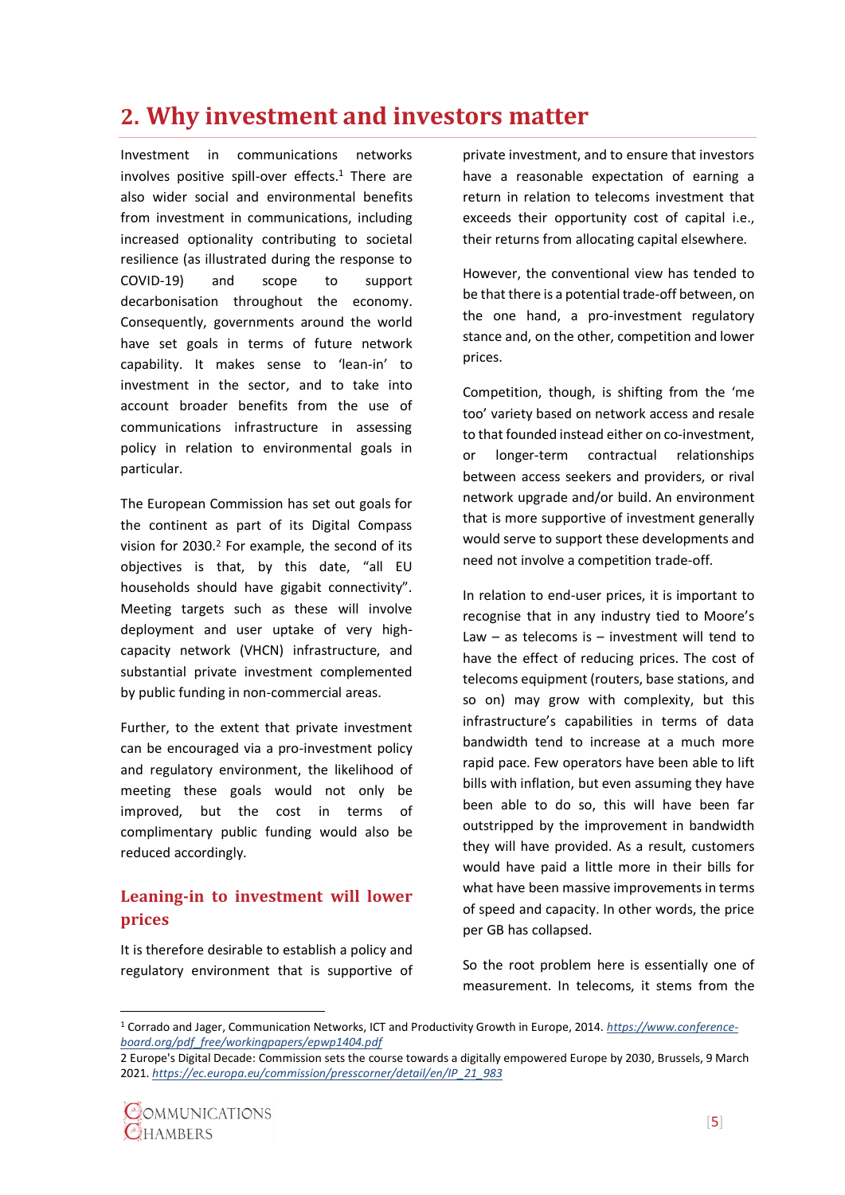## 2. Why investment and investors matter

Investment in communications networks involves positive spill-over effects.[1] There are also wider social and environmental benefits from investment in communications, including increased optionality contributing to societal resilience (as illustrated during the response to COVID-19) and scope to support decarbonisation throughout the economy. Consequently, governments around the world have set goals in terms of future network capability. It makes sense to 'lean-in' to investment in the sector, and to take into account broader benefits from the use of communications infrastructure in assessing policy in relation to environmental goals in particular.

The European Commission has set out goals for the continent as part of its Digital Compass vision for 2030.[2] For example, the second of its objectives is that, by this date, "all EU households should have gigabit connectivity". Meeting targets such as these will involve deployment and user uptake of very high-capacity network (VHCN) infrastructure, and substantial private investment complemented by public funding in non-commercial areas.

Further, to the extent that private investment can be encouraged via a pro-investment policy and regulatory environment, the likelihood of meeting these goals would not only be improved, but the cost in terms of complimentary public funding would also be reduced accordingly.

### Leaning-in to investment will lower prices

It is therefore desirable to establish a policy and regulatory environment that is supportive of private investment, and to ensure that investors have a reasonable expectation of earning a return in relation to telecoms investment that exceeds their opportunity cost of capital i.e., their returns from allocating capital elsewhere.

However, the conventional view has tended to be that there is a potential trade-off between, on the one hand, a pro-investment regulatory stance and, on the other, competition and lower prices.

Competition, though, is shifting from the 'me too' variety based on network access and resale to that founded instead either on co-investment, or longer-term contractual relationships between access seekers and providers, or rival network upgrade and/or build. An environment that is more supportive of investment generally would serve to support these developments and need not involve a competition trade-off.

In relation to end-user prices, it is important to recognise that in any industry tied to Moore's Law – as telecoms is – investment will tend to have the effect of reducing prices. The cost of telecoms equipment (routers, base stations, and so on) may grow with complexity, but this infrastructure's capabilities in terms of data bandwidth tend to increase at a much more rapid pace. Few operators have been able to lift bills with inflation, but even assuming they have been able to do so, this will have been far outstripped by the improvement in bandwidth they will have provided. As a result, customers would have paid a little more in their bills for what have been massive improvements in terms of speed and capacity. In other words, the price per GB has collapsed.

So the root problem here is essentially one of measurement. In telecoms, it stems from the

---

[1] Corrado and Jager, Communication Networks, ICT and Productivity Growth in Europe, 2014. https://www.conference-board.org/pdf_free/workingpapers/epwp1404.pdf

[2] Europe's Digital Decade: Commission sets the course towards a digitally empowered Europe by 2030, Brussels, 9 March 2021. https://ec.europa.eu/commission/presscorner/detail/en/IP_21_983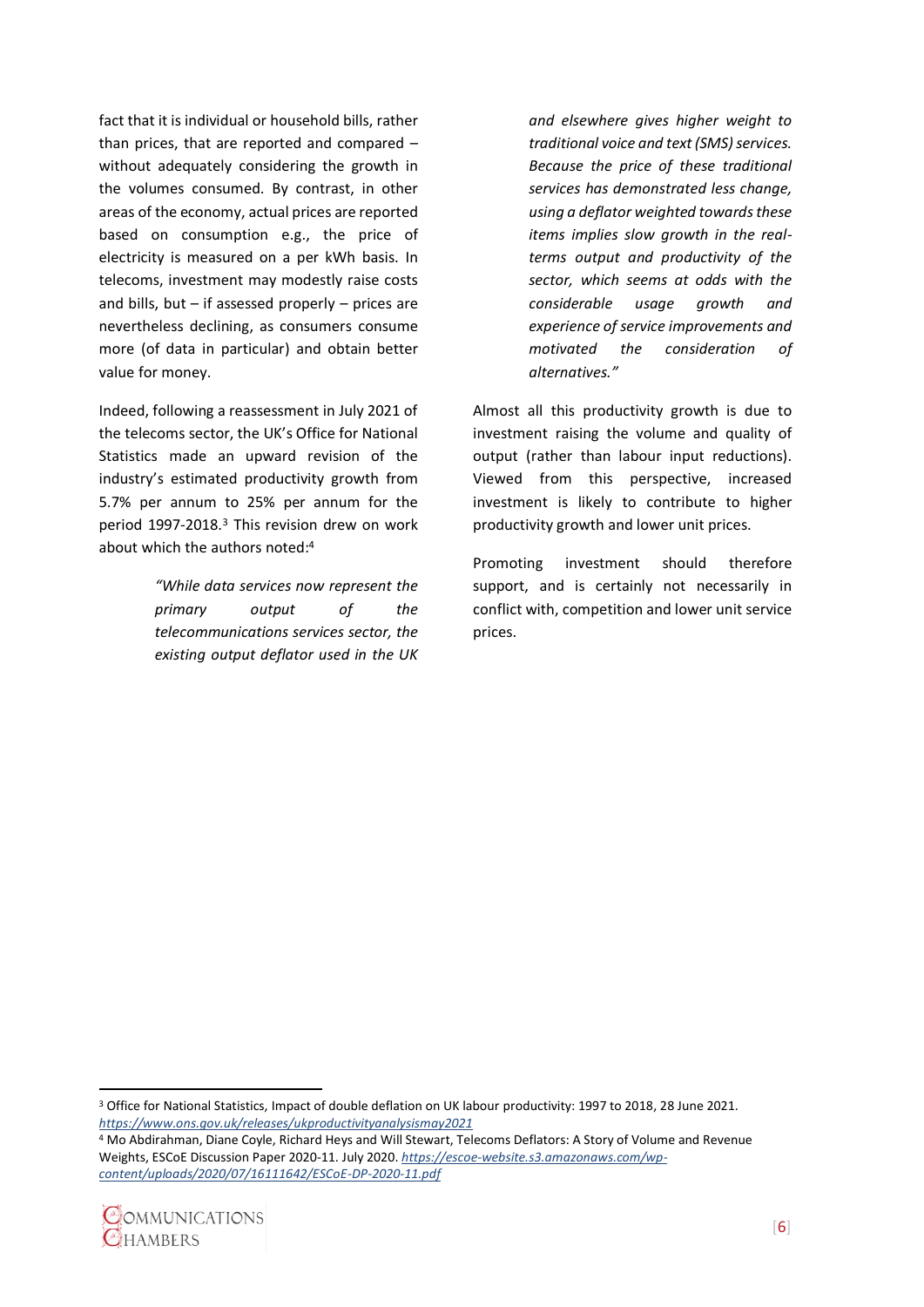fact that it is individual or household bills, rather than prices, that are reported and compared – without adequately considering the growth in the volumes consumed. By contrast, in other areas of the economy, actual prices are reported based on consumption e.g., the price of electricity is measured on a per kWh basis. In telecoms, investment may modestly raise costs and bills, but – if assessed properly – prices are nevertheless declining, as consumers consume more (of data in particular) and obtain better value for money.

Indeed, following a reassessment in July 2021 of the telecoms sector, the UK's Office for National Statistics made an upward revision of the industry's estimated productivity growth from 5.7% per annum to 25% per annum for the period 1997-2018.[3] This revision drew on work about which the authors noted:[4]

> *"While data services now represent the primary output of the telecommunications services sector, the existing output deflator used in the UK and elsewhere gives higher weight to traditional voice and text (SMS) services. Because the price of these traditional services has demonstrated less change, using a deflator weighted towards these items implies slow growth in the real-terms output and productivity of the sector, which seems at odds with the considerable usage growth and experience of service improvements and motivated the consideration of alternatives."*

Almost all this productivity growth is due to investment raising the volume and quality of output (rather than labour input reductions). Viewed from this perspective, increased investment is likely to contribute to higher productivity growth and lower unit prices.

Promoting investment should therefore support, and is certainly not necessarily in conflict with, competition and lower unit service prices.

---

[3] Office for National Statistics, Impact of double deflation on UK labour productivity: 1997 to 2018, 28 June 2021. *https://www.ons.gov.uk/releases/ukproductivityanalysismay2021*

[4] Mo Abdirahman, Diane Coyle, Richard Heys and Will Stewart, Telecoms Deflators: A Story of Volume and Revenue Weights, ESCoE Discussion Paper 2020-11. July 2020. *https://escoe-website.s3.amazonaws.com/wp-content/uploads/2020/07/16111642/ESCoE-DP-2020-11.pdf*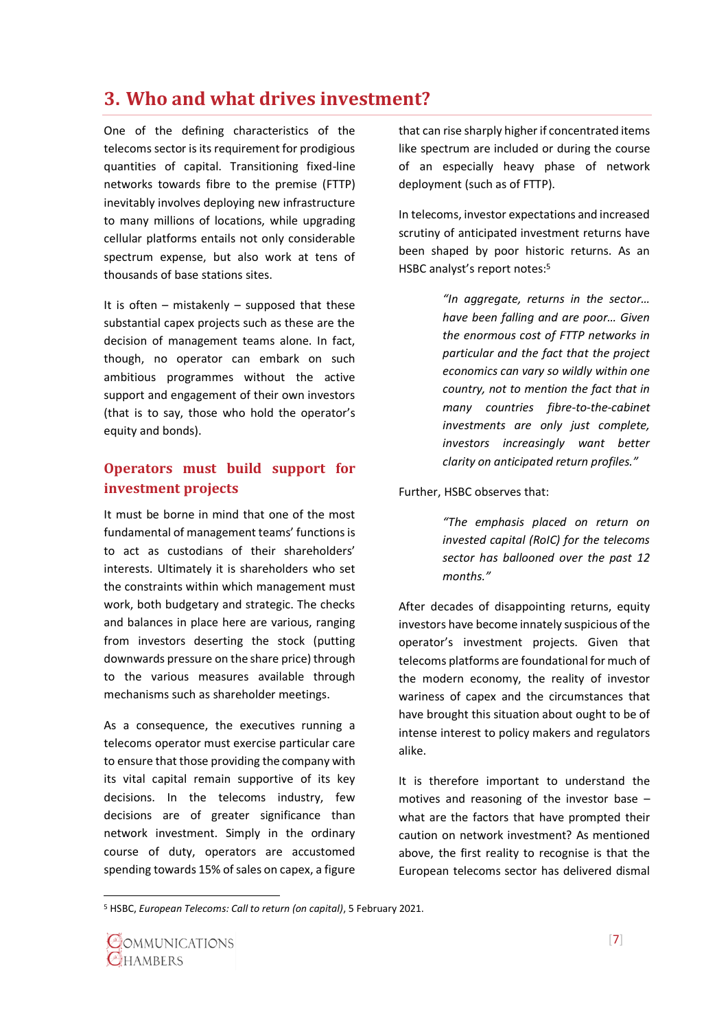## 3. Who and what drives investment?

One of the defining characteristics of the telecoms sector is its requirement for prodigious quantities of capital. Transitioning fixed-line networks towards fibre to the premise (FTTP) inevitably involves deploying new infrastructure to many millions of locations, while upgrading cellular platforms entails not only considerable spectrum expense, but also work at tens of thousands of base stations sites.

It is often – mistakenly – supposed that these substantial capex projects such as these are the decision of management teams alone. In fact, though, no operator can embark on such ambitious programmes without the active support and engagement of their own investors (that is to say, those who hold the operator's equity and bonds).

### Operators must build support for investment projects

It must be borne in mind that one of the most fundamental of management teams' functions is to act as custodians of their shareholders' interests. Ultimately it is shareholders who set the constraints within which management must work, both budgetary and strategic. The checks and balances in place here are various, ranging from investors deserting the stock (putting downwards pressure on the share price) through to the various measures available through mechanisms such as shareholder meetings.

As a consequence, the executives running a telecoms operator must exercise particular care to ensure that those providing the company with its vital capital remain supportive of its key decisions. In the telecoms industry, few decisions are of greater significance than network investment. Simply in the ordinary course of duty, operators are accustomed spending towards 15% of sales on capex, a figure that can rise sharply higher if concentrated items like spectrum are included or during the course of an especially heavy phase of network deployment (such as of FTTP).

In telecoms, investor expectations and increased scrutiny of anticipated investment returns have been shaped by poor historic returns. As an HSBC analyst's report notes:[5]

> *"In aggregate, returns in the sector… have been falling and are poor… Given the enormous cost of FTTP networks in particular and the fact that the project economics can vary so wildly within one country, not to mention the fact that in many countries fibre-to-the-cabinet investments are only just complete, investors increasingly want better clarity on anticipated return profiles."*

Further, HSBC observes that:

> *"The emphasis placed on return on invested capital (RoIC) for the telecoms sector has ballooned over the past 12 months."*

After decades of disappointing returns, equity investors have become innately suspicious of the operator's investment projects. Given that telecoms platforms are foundational for much of the modern economy, the reality of investor wariness of capex and the circumstances that have brought this situation about ought to be of intense interest to policy makers and regulators alike.

It is therefore important to understand the motives and reasoning of the investor base – what are the factors that have prompted their caution on network investment? As mentioned above, the first reality to recognise is that the European telecoms sector has delivered dismal

[5] HSBC, *European Telecoms: Call to return (on capital)*, 5 February 2021.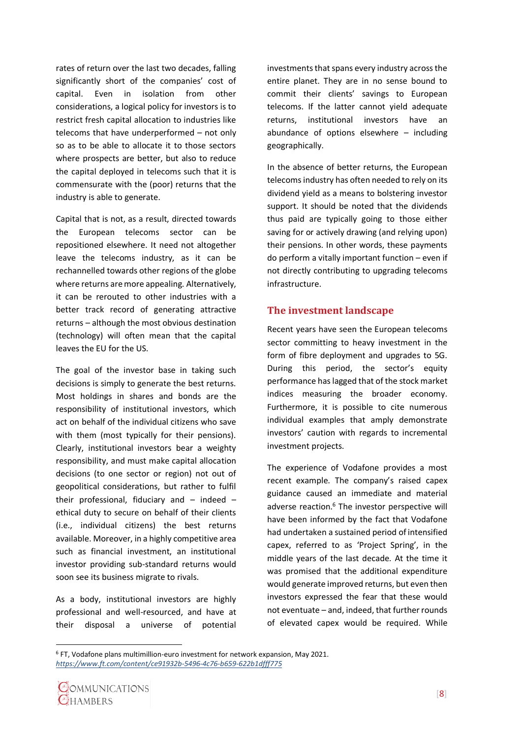rates of return over the last two decades, falling significantly short of the companies' cost of capital. Even in isolation from other considerations, a logical policy for investors is to restrict fresh capital allocation to industries like telecoms that have underperformed – not only so as to be able to allocate it to those sectors where prospects are better, but also to reduce the capital deployed in telecoms such that it is commensurate with the (poor) returns that the industry is able to generate.

Capital that is not, as a result, directed towards the European telecoms sector can be repositioned elsewhere. It need not altogether leave the telecoms industry, as it can be rechannelled towards other regions of the globe where returns are more appealing. Alternatively, it can be rerouted to other industries with a better track record of generating attractive returns – although the most obvious destination (technology) will often mean that the capital leaves the EU for the US.

The goal of the investor base in taking such decisions is simply to generate the best returns. Most holdings in shares and bonds are the responsibility of institutional investors, which act on behalf of the individual citizens who save with them (most typically for their pensions). Clearly, institutional investors bear a weighty responsibility, and must make capital allocation decisions (to one sector or region) not out of geopolitical considerations, but rather to fulfil their professional, fiduciary and – indeed – ethical duty to secure on behalf of their clients (i.e., individual citizens) the best returns available. Moreover, in a highly competitive area such as financial investment, an institutional investor providing sub-standard returns would soon see its business migrate to rivals.

As a body, institutional investors are highly professional and well-resourced, and have at their disposal a universe of potential investments that spans every industry across the entire planet. They are in no sense bound to commit their clients' savings to European telecoms. If the latter cannot yield adequate returns, institutional investors have an abundance of options elsewhere – including geographically.

In the absence of better returns, the European telecoms industry has often needed to rely on its dividend yield as a means to bolstering investor support. It should be noted that the dividends thus paid are typically going to those either saving for or actively drawing (and relying upon) their pensions. In other words, these payments do perform a vitally important function – even if not directly contributing to upgrading telecoms infrastructure.

## The investment landscape

Recent years have seen the European telecoms sector committing to heavy investment in the form of fibre deployment and upgrades to 5G. During this period, the sector's equity performance has lagged that of the stock market indices measuring the broader economy. Furthermore, it is possible to cite numerous individual examples that amply demonstrate investors' caution with regards to incremental investment projects.

The experience of Vodafone provides a most recent example. The company's raised capex guidance caused an immediate and material adverse reaction.[6] The investor perspective will have been informed by the fact that Vodafone had undertaken a sustained period of intensified capex, referred to as 'Project Spring', in the middle years of the last decade. At the time it was promised that the additional expenditure would generate improved returns, but even then investors expressed the fear that these would not eventuate – and, indeed, that further rounds of elevated capex would be required. While

[6] FT, Vodafone plans multimillion-euro investment for network expansion, May 2021. https://www.ft.com/content/ce91932b-5496-4c76-b659-622b1dfff775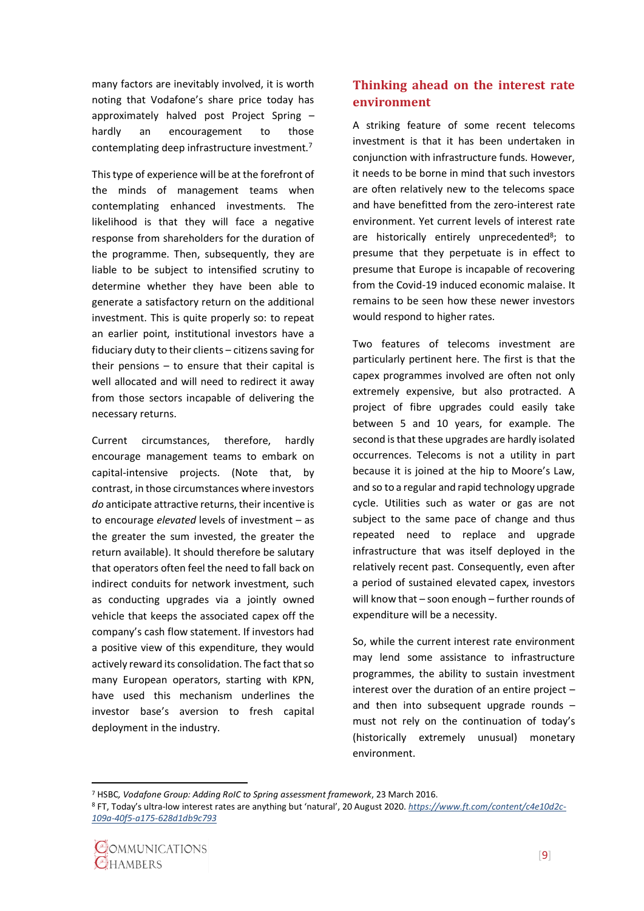many factors are inevitably involved, it is worth noting that Vodafone's share price today has approximately halved post Project Spring – hardly an encouragement to those contemplating deep infrastructure investment.[7]

This type of experience will be at the forefront of the minds of management teams when contemplating enhanced investments. The likelihood is that they will face a negative response from shareholders for the duration of the programme. Then, subsequently, they are liable to be subject to intensified scrutiny to determine whether they have been able to generate a satisfactory return on the additional investment. This is quite properly so: to repeat an earlier point, institutional investors have a fiduciary duty to their clients – citizens saving for their pensions – to ensure that their capital is well allocated and will need to redirect it away from those sectors incapable of delivering the necessary returns.

Current circumstances, therefore, hardly encourage management teams to embark on capital-intensive projects. (Note that, by contrast, in those circumstances where investors *do* anticipate attractive returns, their incentive is to encourage *elevated* levels of investment – as the greater the sum invested, the greater the return available). It should therefore be salutary that operators often feel the need to fall back on indirect conduits for network investment, such as conducting upgrades via a jointly owned vehicle that keeps the associated capex off the company's cash flow statement. If investors had a positive view of this expenditure, they would actively reward its consolidation. The fact that so many European operators, starting with KPN, have used this mechanism underlines the investor base's aversion to fresh capital deployment in the industry.

## Thinking ahead on the interest rate environment

A striking feature of some recent telecoms investment is that it has been undertaken in conjunction with infrastructure funds. However, it needs to be borne in mind that such investors are often relatively new to the telecoms space and have benefitted from the zero-interest rate environment. Yet current levels of interest rate are historically entirely unprecedented[8]; to presume that they perpetuate is in effect to presume that Europe is incapable of recovering from the Covid-19 induced economic malaise. It remains to be seen how these newer investors would respond to higher rates.

Two features of telecoms investment are particularly pertinent here. The first is that the capex programmes involved are often not only extremely expensive, but also protracted. A project of fibre upgrades could easily take between 5 and 10 years, for example. The second is that these upgrades are hardly isolated occurrences. Telecoms is not a utility in part because it is joined at the hip to Moore's Law, and so to a regular and rapid technology upgrade cycle. Utilities such as water or gas are not subject to the same pace of change and thus repeated need to replace and upgrade infrastructure that was itself deployed in the relatively recent past. Consequently, even after a period of sustained elevated capex, investors will know that – soon enough – further rounds of expenditure will be a necessity.

So, while the current interest rate environment may lend some assistance to infrastructure programmes, the ability to sustain investment interest over the duration of an entire project – and then into subsequent upgrade rounds – must not rely on the continuation of today's (historically extremely unusual) monetary environment.

---

[7] HSBC, *Vodafone Group: Adding RoIC to Spring assessment framework*, 23 March 2016.

[8] FT, Today's ultra-low interest rates are anything but 'natural', 20 August 2020. *https://www.ft.com/content/c4e10d2c-109a-40f5-a175-628d1db9c793*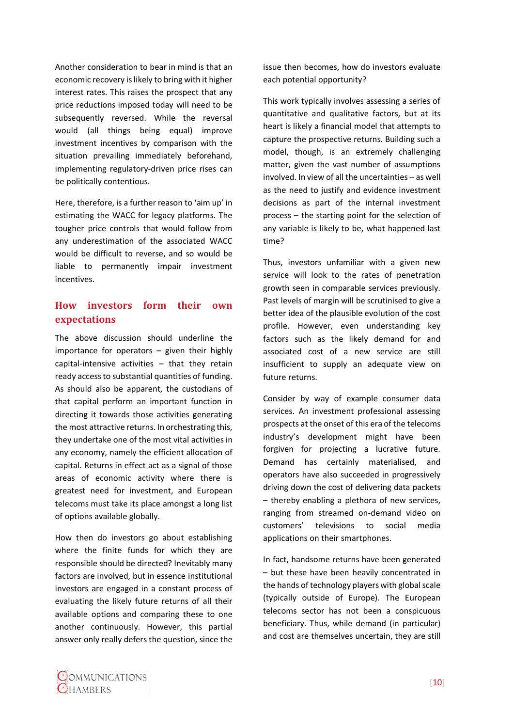Another consideration to bear in mind is that an economic recovery is likely to bring with it higher interest rates. This raises the prospect that any price reductions imposed today will need to be subsequently reversed. While the reversal would (all things being equal) improve investment incentives by comparison with the situation prevailing immediately beforehand, implementing regulatory-driven price rises can be politically contentious.

Here, therefore, is a further reason to 'aim up' in estimating the WACC for legacy platforms. The tougher price controls that would follow from any underestimation of the associated WACC would be difficult to reverse, and so would be liable to permanently impair investment incentives.

## How investors form their own expectations

The above discussion should underline the importance for operators – given their highly capital-intensive activities – that they retain ready access to substantial quantities of funding. As should also be apparent, the custodians of that capital perform an important function in directing it towards those activities generating the most attractive returns. In orchestrating this, they undertake one of the most vital activities in any economy, namely the efficient allocation of capital. Returns in effect act as a signal of those areas of economic activity where there is greatest need for investment, and European telecoms must take its place amongst a long list of options available globally.

How then do investors go about establishing where the finite funds for which they are responsible should be directed? Inevitably many factors are involved, but in essence institutional investors are engaged in a constant process of evaluating the likely future returns of all their available options and comparing these to one another continuously. However, this partial answer only really defers the question, since the issue then becomes, how do investors evaluate each potential opportunity?

This work typically involves assessing a series of quantitative and qualitative factors, but at its heart is likely a financial model that attempts to capture the prospective returns. Building such a model, though, is an extremely challenging matter, given the vast number of assumptions involved. In view of all the uncertainties – as well as the need to justify and evidence investment decisions as part of the internal investment process – the starting point for the selection of any variable is likely to be, what happened last time?

Thus, investors unfamiliar with a given new service will look to the rates of penetration growth seen in comparable services previously. Past levels of margin will be scrutinised to give a better idea of the plausible evolution of the cost profile. However, even understanding key factors such as the likely demand for and associated cost of a new service are still insufficient to supply an adequate view on future returns.

Consider by way of example consumer data services. An investment professional assessing prospects at the onset of this era of the telecoms industry's development might have been forgiven for projecting a lucrative future. Demand has certainly materialised, and operators have also succeeded in progressively driving down the cost of delivering data packets – thereby enabling a plethora of new services, ranging from streamed on-demand video on customers' televisions to social media applications on their smartphones.

In fact, handsome returns have been generated – but these have been heavily concentrated in the hands of technology players with global scale (typically outside of Europe). The European telecoms sector has not been a conspicuous beneficiary. Thus, while demand (in particular) and cost are themselves uncertain, they are still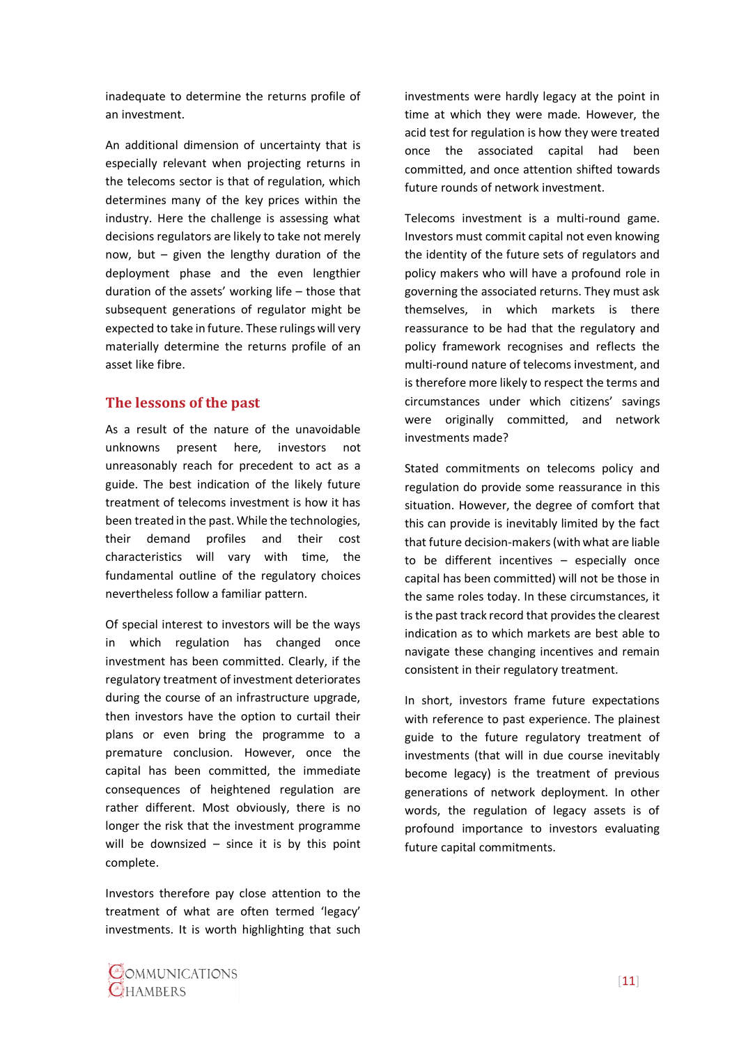inadequate to determine the returns profile of an investment.

An additional dimension of uncertainty that is especially relevant when projecting returns in the telecoms sector is that of regulation, which determines many of the key prices within the industry. Here the challenge is assessing what decisions regulators are likely to take not merely now, but – given the lengthy duration of the deployment phase and the even lengthier duration of the assets' working life – those that subsequent generations of regulator might be expected to take in future. These rulings will very materially determine the returns profile of an asset like fibre.

## The lessons of the past

As a result of the nature of the unavoidable unknowns present here, investors not unreasonably reach for precedent to act as a guide. The best indication of the likely future treatment of telecoms investment is how it has been treated in the past. While the technologies, their demand profiles and their cost characteristics will vary with time, the fundamental outline of the regulatory choices nevertheless follow a familiar pattern.

Of special interest to investors will be the ways in which regulation has changed once investment has been committed. Clearly, if the regulatory treatment of investment deteriorates during the course of an infrastructure upgrade, then investors have the option to curtail their plans or even bring the programme to a premature conclusion. However, once the capital has been committed, the immediate consequences of heightened regulation are rather different. Most obviously, there is no longer the risk that the investment programme will be downsized – since it is by this point complete.

Investors therefore pay close attention to the treatment of what are often termed 'legacy' investments. It is worth highlighting that such investments were hardly legacy at the point in time at which they were made. However, the acid test for regulation is how they were treated once the associated capital had been committed, and once attention shifted towards future rounds of network investment.

Telecoms investment is a multi-round game. Investors must commit capital not even knowing the identity of the future sets of regulators and policy makers who will have a profound role in governing the associated returns. They must ask themselves, in which markets is there reassurance to be had that the regulatory and policy framework recognises and reflects the multi-round nature of telecoms investment, and is therefore more likely to respect the terms and circumstances under which citizens' savings were originally committed, and network investments made?

Stated commitments on telecoms policy and regulation do provide some reassurance in this situation. However, the degree of comfort that this can provide is inevitably limited by the fact that future decision-makers (with what are liable to be different incentives – especially once capital has been committed) will not be those in the same roles today. In these circumstances, it is the past track record that provides the clearest indication as to which markets are best able to navigate these changing incentives and remain consistent in their regulatory treatment.

In short, investors frame future expectations with reference to past experience. The plainest guide to the future regulatory treatment of investments (that will in due course inevitably become legacy) is the treatment of previous generations of network deployment. In other words, the regulation of legacy assets is of profound importance to investors evaluating future capital commitments.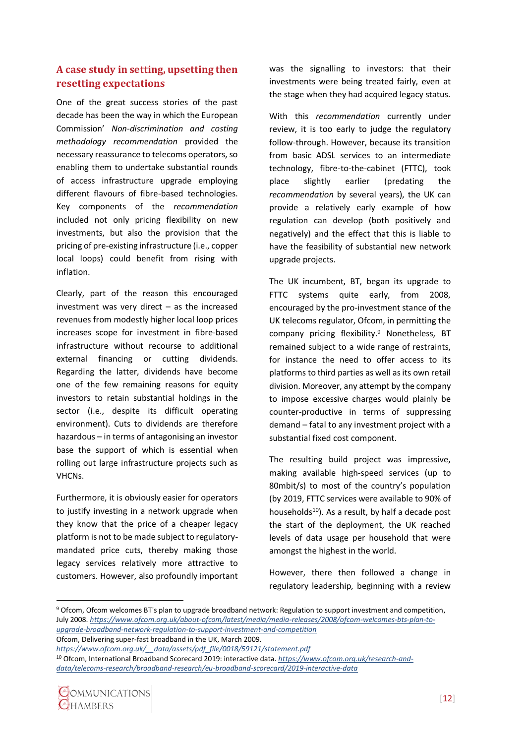## A case study in setting, upsetting then resetting expectations

One of the great success stories of the past decade has been the way in which the European Commission' *Non-discrimination and costing methodology recommendation* provided the necessary reassurance to telecoms operators, so enabling them to undertake substantial rounds of access infrastructure upgrade employing different flavours of fibre-based technologies. Key components of the *recommendation* included not only pricing flexibility on new investments, but also the provision that the pricing of pre-existing infrastructure (i.e., copper local loops) could benefit from rising with inflation.

Clearly, part of the reason this encouraged investment was very direct – as the increased revenues from modestly higher local loop prices increases scope for investment in fibre-based infrastructure without recourse to additional external financing or cutting dividends. Regarding the latter, dividends have become one of the few remaining reasons for equity investors to retain substantial holdings in the sector (i.e., despite its difficult operating environment). Cuts to dividends are therefore hazardous – in terms of antagonising an investor base the support of which is essential when rolling out large infrastructure projects such as VHCNs.

Furthermore, it is obviously easier for operators to justify investing in a network upgrade when they know that the price of a cheaper legacy platform is not to be made subject to regulatory-mandated price cuts, thereby making those legacy services relatively more attractive to customers. However, also profoundly important was the signalling to investors: that their investments were being treated fairly, even at the stage when they had acquired legacy status.

With this *recommendation* currently under review, it is too early to judge the regulatory follow-through. However, because its transition from basic ADSL services to an intermediate technology, fibre-to-the-cabinet (FTTC), took place slightly earlier (predating the *recommendation* by several years), the UK can provide a relatively early example of how regulation can develop (both positively and negatively) and the effect that this is liable to have the feasibility of substantial new network upgrade projects.

The UK incumbent, BT, began its upgrade to FTTC systems quite early, from 2008, encouraged by the pro-investment stance of the UK telecoms regulator, Ofcom, in permitting the company pricing flexibility.[9] Nonetheless, BT remained subject to a wide range of restraints, for instance the need to offer access to its platforms to third parties as well as its own retail division. Moreover, any attempt by the company to impose excessive charges would plainly be counter-productive in terms of suppressing demand – fatal to any investment project with a substantial fixed cost component.

The resulting build project was impressive, making available high-speed services (up to 80mbit/s) to most of the country's population (by 2019, FTTC services were available to 90% of households[10]). As a result, by half a decade post the start of the deployment, the UK reached levels of data usage per household that were amongst the highest in the world.

However, there then followed a change in regulatory leadership, beginning with a review

---

[9] Ofcom, Ofcom welcomes BT's plan to upgrade broadband network: Regulation to support investment and competition, July 2008. *https://www.ofcom.org.uk/about-ofcom/latest/media/media-releases/2008/ofcom-welcomes-bts-plan-to-upgrade-broadband-network-regulation-to-support-investment-and-competition*
Ofcom, Delivering super-fast broadband in the UK, March 2009.
*https://www.ofcom.org.uk/__data/assets/pdf_file/0018/59121/statement.pdf*

[10] Ofcom, International Broadband Scorecard 2019: interactive data. *https://www.ofcom.org.uk/research-and-data/telecoms-research/broadband-research/eu-broadband-scorecard/2019-interactive-data*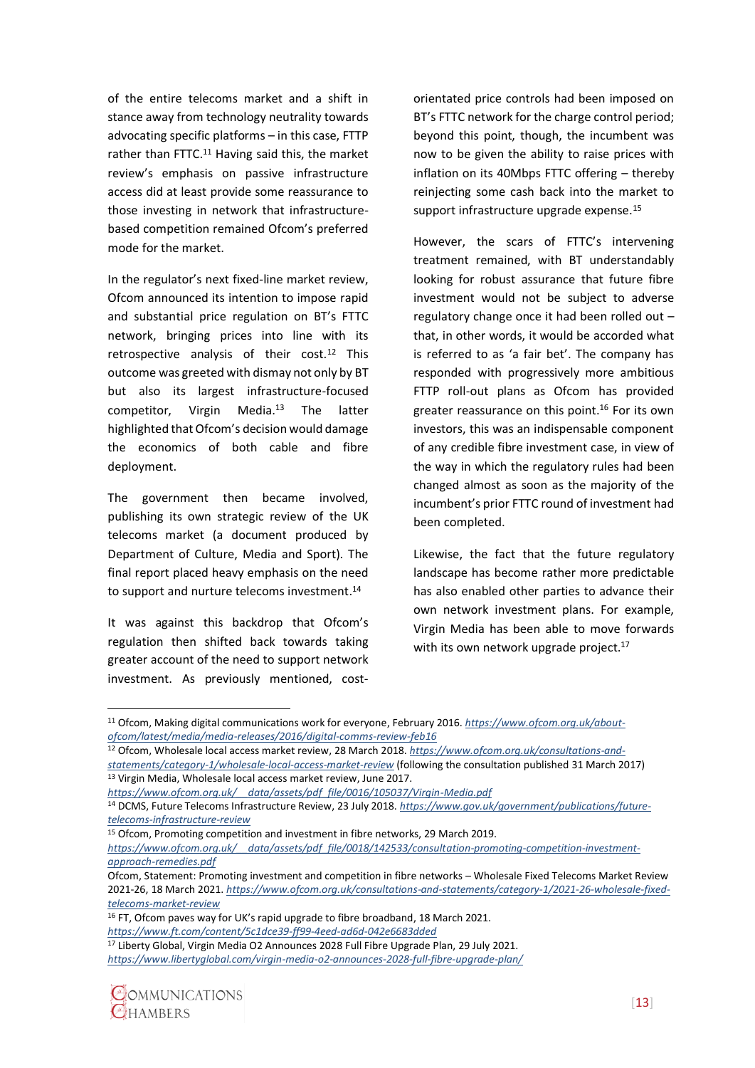of the entire telecoms market and a shift in stance away from technology neutrality towards advocating specific platforms – in this case, FTTP rather than FTTC.[11] Having said this, the market review's emphasis on passive infrastructure access did at least provide some reassurance to those investing in network that infrastructure-based competition remained Ofcom's preferred mode for the market.

In the regulator's next fixed-line market review, Ofcom announced its intention to impose rapid and substantial price regulation on BT's FTTC network, bringing prices into line with its retrospective analysis of their cost.[12] This outcome was greeted with dismay not only by BT but also its largest infrastructure-focused competitor, Virgin Media.[13] The latter highlighted that Ofcom's decision would damage the economics of both cable and fibre deployment.

The government then became involved, publishing its own strategic review of the UK telecoms market (a document produced by Department of Culture, Media and Sport). The final report placed heavy emphasis on the need to support and nurture telecoms investment.[14]

It was against this backdrop that Ofcom's regulation then shifted back towards taking greater account of the need to support network investment. As previously mentioned, cost-orientated price controls had been imposed on BT's FTTC network for the charge control period; beyond this point, though, the incumbent was now to be given the ability to raise prices with inflation on its 40Mbps FTTC offering – thereby reinjecting some cash back into the market to support infrastructure upgrade expense.[15]

However, the scars of FTTC's intervening treatment remained, with BT understandably looking for robust assurance that future fibre investment would not be subject to adverse regulatory change once it had been rolled out – that, in other words, it would be accorded what is referred to as 'a fair bet'. The company has responded with progressively more ambitious FTTP roll-out plans as Ofcom has provided greater reassurance on this point.[16] For its own investors, this was an indispensable component of any credible fibre investment case, in view of the way in which the regulatory rules had been changed almost as soon as the majority of the incumbent's prior FTTC round of investment had been completed.

Likewise, the fact that the future regulatory landscape has become rather more predictable has also enabled other parties to advance their own network investment plans. For example, Virgin Media has been able to move forwards with its own network upgrade project.[17]

---

[11] Ofcom, Making digital communications work for everyone, February 2016. *https://www.ofcom.org.uk/about-ofcom/latest/media/media-releases/2016/digital-comms-review-feb16*

[12] Ofcom, Wholesale local access market review, 28 March 2018. *https://www.ofcom.org.uk/consultations-and-statements/category-1/wholesale-local-access-market-review* (following the consultation published 31 March 2017)

[13] Virgin Media, Wholesale local access market review, June 2017. *https://www.ofcom.org.uk/__data/assets/pdf_file/0016/105037/Virgin-Media.pdf*

[14] DCMS, Future Telecoms Infrastructure Review, 23 July 2018. *https://www.gov.uk/government/publications/future-telecoms-infrastructure-review*

[15] Ofcom, Promoting competition and investment in fibre networks, 29 March 2019. *https://www.ofcom.org.uk/__data/assets/pdf_file/0018/142533/consultation-promoting-competition-investment-approach-remedies.pdf*

Ofcom, Statement: Promoting investment and competition in fibre networks – Wholesale Fixed Telecoms Market Review 2021-26, 18 March 2021. *https://www.ofcom.org.uk/consultations-and-statements/category-1/2021-26-wholesale-fixed-telecoms-market-review*

[16] FT, Ofcom paves way for UK's rapid upgrade to fibre broadband, 18 March 2021. *https://www.ft.com/content/5c1dce39-ff99-4eed-ad6d-042e6683dded*

[17] Liberty Global, Virgin Media O2 Announces 2028 Full Fibre Upgrade Plan, 29 July 2021. *https://www.libertyglobal.com/virgin-media-o2-announces-2028-full-fibre-upgrade-plan/*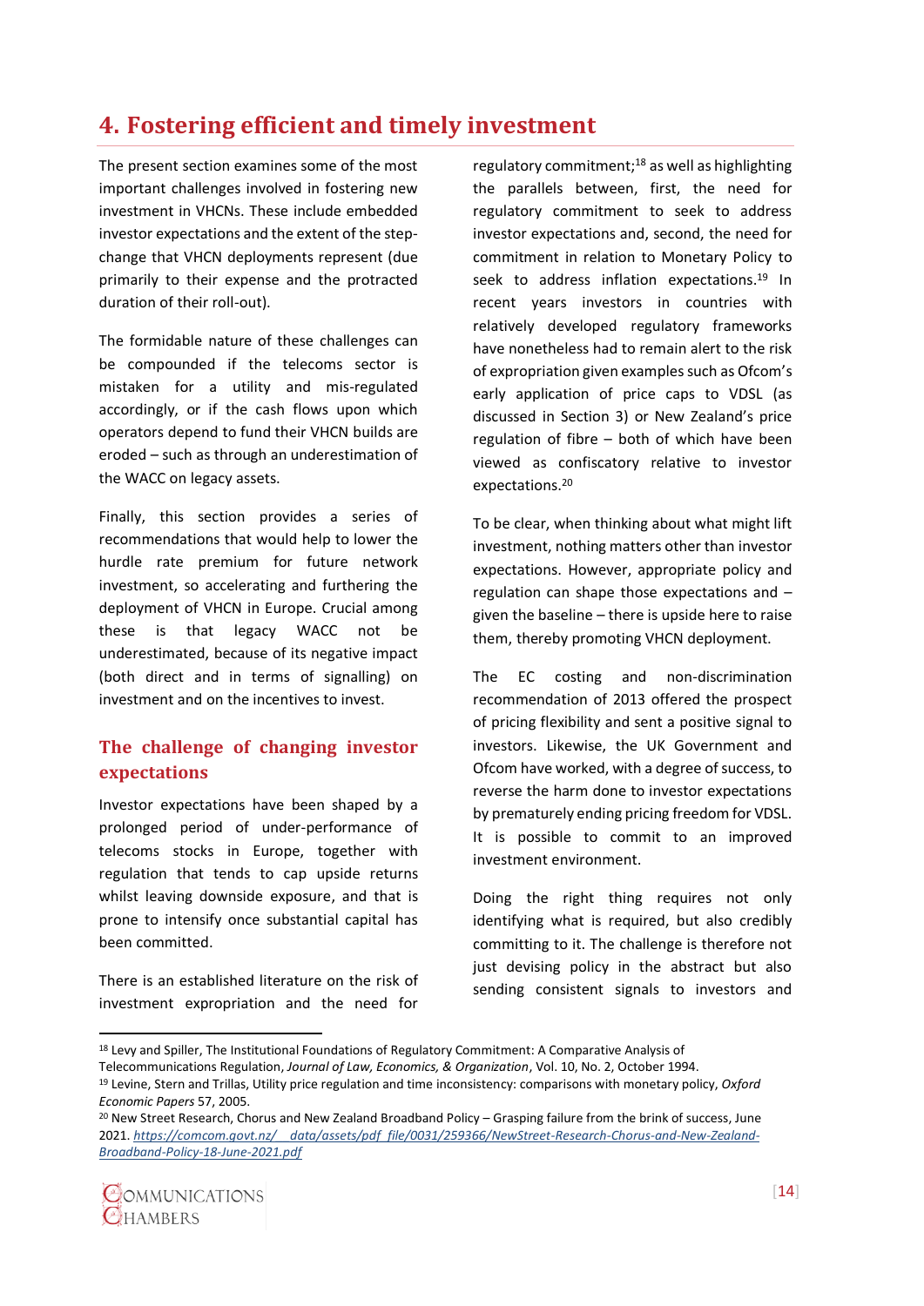# 4. Fostering efficient and timely investment

The present section examines some of the most important challenges involved in fostering new investment in VHCNs. These include embedded investor expectations and the extent of the step-change that VHCN deployments represent (due primarily to their expense and the protracted duration of their roll-out).

The formidable nature of these challenges can be compounded if the telecoms sector is mistaken for a utility and mis-regulated accordingly, or if the cash flows upon which operators depend to fund their VHCN builds are eroded – such as through an underestimation of the WACC on legacy assets.

Finally, this section provides a series of recommendations that would help to lower the hurdle rate premium for future network investment, so accelerating and furthering the deployment of VHCN in Europe. Crucial among these is that legacy WACC not be underestimated, because of its negative impact (both direct and in terms of signalling) on investment and on the incentives to invest.

## The challenge of changing investor expectations

Investor expectations have been shaped by a prolonged period of under-performance of telecoms stocks in Europe, together with regulation that tends to cap upside returns whilst leaving downside exposure, and that is prone to intensify once substantial capital has been committed.

There is an established literature on the risk of investment expropriation and the need for regulatory commitment;[18] as well as highlighting the parallels between, first, the need for regulatory commitment to seek to address investor expectations and, second, the need for commitment in relation to Monetary Policy to seek to address inflation expectations.[19] In recent years investors in countries with relatively developed regulatory frameworks have nonetheless had to remain alert to the risk of expropriation given examples such as Ofcom's early application of price caps to VDSL (as discussed in Section 3) or New Zealand's price regulation of fibre – both of which have been viewed as confiscatory relative to investor expectations.[20]

To be clear, when thinking about what might lift investment, nothing matters other than investor expectations. However, appropriate policy and regulation can shape those expectations and – given the baseline – there is upside here to raise them, thereby promoting VHCN deployment.

The EC costing and non-discrimination recommendation of 2013 offered the prospect of pricing flexibility and sent a positive signal to investors. Likewise, the UK Government and Ofcom have worked, with a degree of success, to reverse the harm done to investor expectations by prematurely ending pricing freedom for VDSL. It is possible to commit to an improved investment environment.

Doing the right thing requires not only identifying what is required, but also credibly committing to it. The challenge is therefore not just devising policy in the abstract but also sending consistent signals to investors and

---

[18] Levy and Spiller, The Institutional Foundations of Regulatory Commitment: A Comparative Analysis of Telecommunications Regulation, *Journal of Law, Economics, & Organization*, Vol. 10, No. 2, October 1994.

[19] Levine, Stern and Trillas, Utility price regulation and time inconsistency: comparisons with monetary policy, *Oxford Economic Papers* 57, 2005.

[20] New Street Research, Chorus and New Zealand Broadband Policy – Grasping failure from the brink of success, June 2021. *https://comcom.govt.nz/__data/assets/pdf_file/0031/259366/NewStreet-Research-Chorus-and-New-Zealand-Broadband-Policy-18-June-2021.pdf*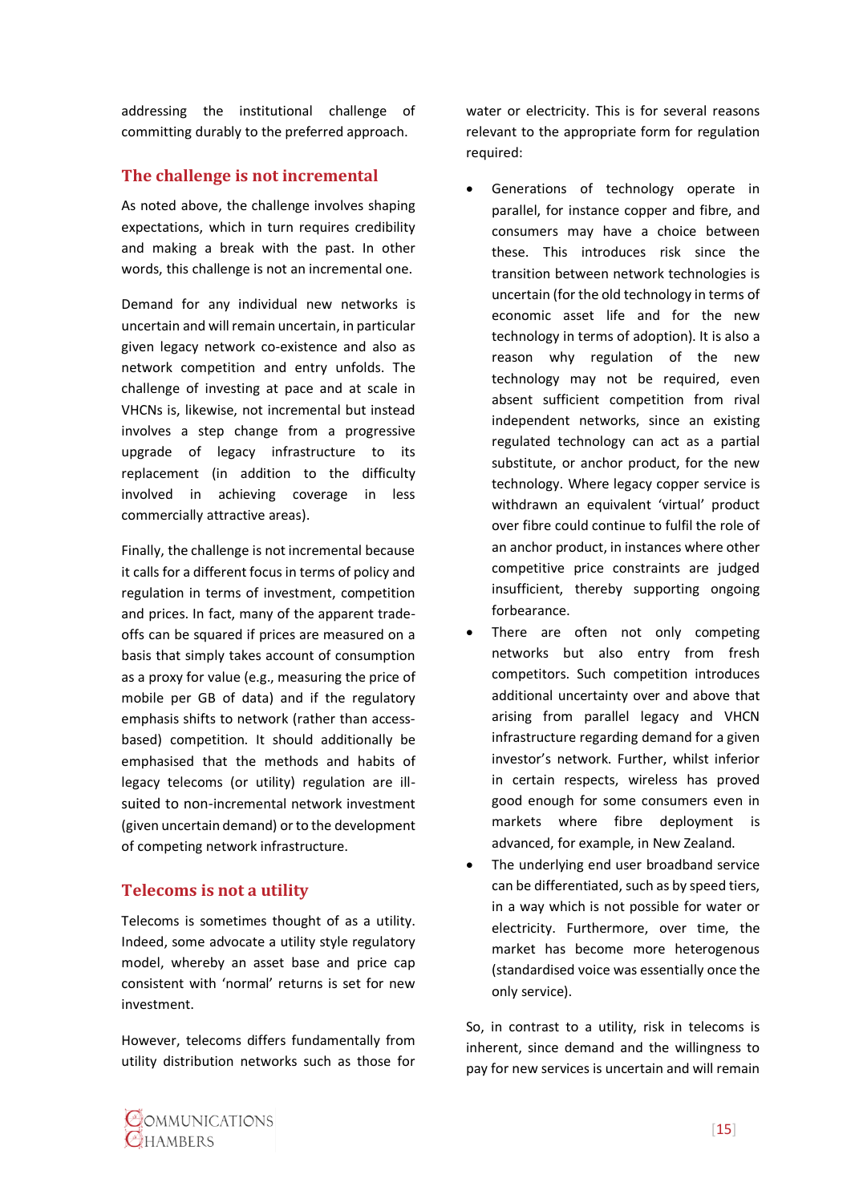addressing the institutional challenge of committing durably to the preferred approach.

## The challenge is not incremental

As noted above, the challenge involves shaping expectations, which in turn requires credibility and making a break with the past. In other words, this challenge is not an incremental one.

Demand for any individual new networks is uncertain and will remain uncertain, in particular given legacy network co-existence and also as network competition and entry unfolds. The challenge of investing at pace and at scale in VHCNs is, likewise, not incremental but instead involves a step change from a progressive upgrade of legacy infrastructure to its replacement (in addition to the difficulty involved in achieving coverage in less commercially attractive areas).

Finally, the challenge is not incremental because it calls for a different focus in terms of policy and regulation in terms of investment, competition and prices. In fact, many of the apparent trade-offs can be squared if prices are measured on a basis that simply takes account of consumption as a proxy for value (e.g., measuring the price of mobile per GB of data) and if the regulatory emphasis shifts to network (rather than access-based) competition. It should additionally be emphasised that the methods and habits of legacy telecoms (or utility) regulation are ill-suited to non-incremental network investment (given uncertain demand) or to the development of competing network infrastructure.

## Telecoms is not a utility

Telecoms is sometimes thought of as a utility. Indeed, some advocate a utility style regulatory model, whereby an asset base and price cap consistent with 'normal' returns is set for new investment.

However, telecoms differs fundamentally from utility distribution networks such as those for water or electricity. This is for several reasons relevant to the appropriate form for regulation required:

- Generations of technology operate in parallel, for instance copper and fibre, and consumers may have a choice between these. This introduces risk since the transition between network technologies is uncertain (for the old technology in terms of economic asset life and for the new technology in terms of adoption). It is also a reason why regulation of the new technology may not be required, even absent sufficient competition from rival independent networks, since an existing regulated technology can act as a partial substitute, or anchor product, for the new technology. Where legacy copper service is withdrawn an equivalent 'virtual' product over fibre could continue to fulfil the role of an anchor product, in instances where other competitive price constraints are judged insufficient, thereby supporting ongoing forbearance.
- There are often not only competing networks but also entry from fresh competitors. Such competition introduces additional uncertainty over and above that arising from parallel legacy and VHCN infrastructure regarding demand for a given investor's network. Further, whilst inferior in certain respects, wireless has proved good enough for some consumers even in markets where fibre deployment is advanced, for example, in New Zealand.
- The underlying end user broadband service can be differentiated, such as by speed tiers, in a way which is not possible for water or electricity. Furthermore, over time, the market has become more heterogenous (standardised voice was essentially once the only service).

So, in contrast to a utility, risk in telecoms is inherent, since demand and the willingness to pay for new services is uncertain and will remain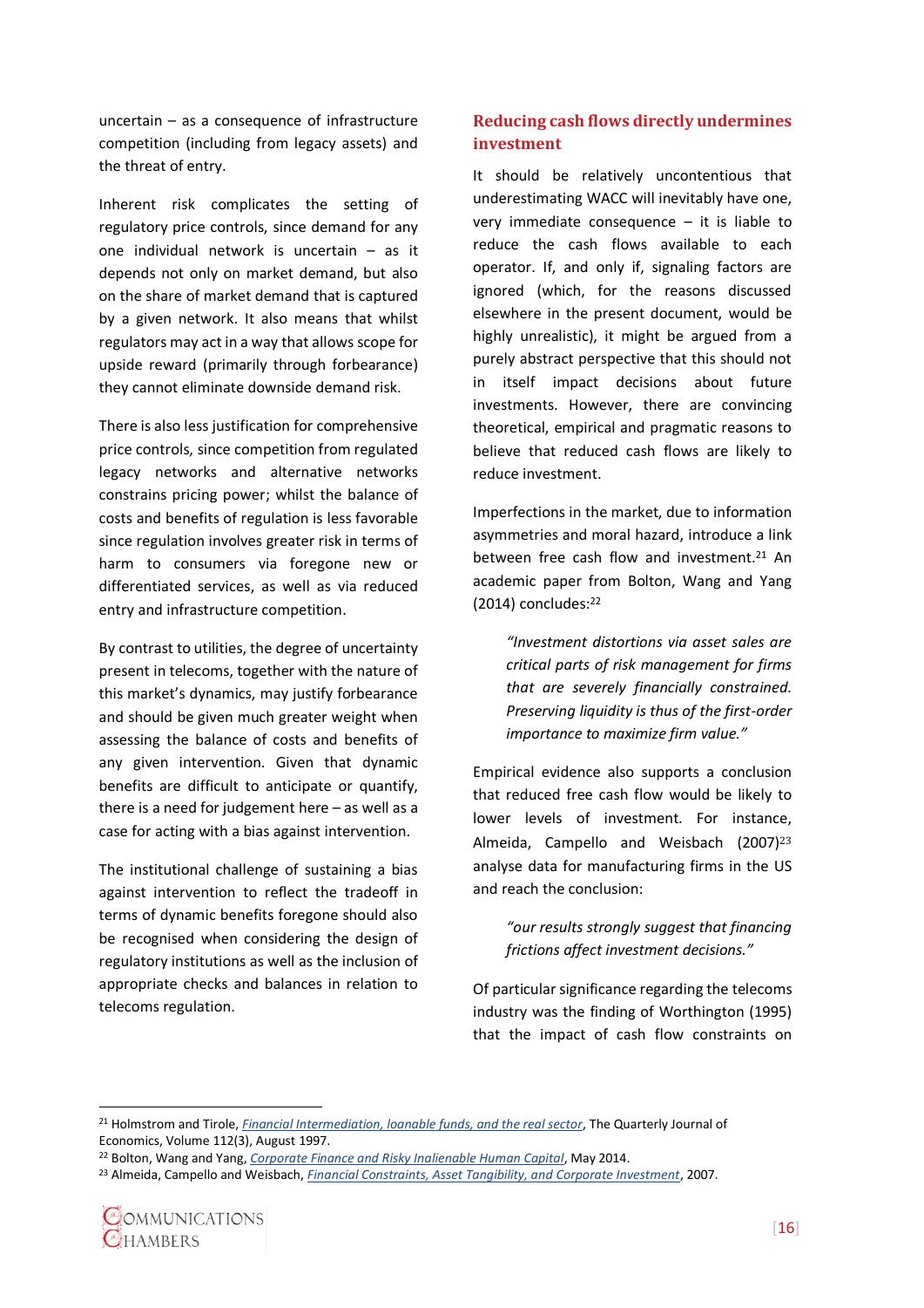uncertain – as a consequence of infrastructure competition (including from legacy assets) and the threat of entry.

Inherent risk complicates the setting of regulatory price controls, since demand for any one individual network is uncertain – as it depends not only on market demand, but also on the share of market demand that is captured by a given network. It also means that whilst regulators may act in a way that allows scope for upside reward (primarily through forbearance) they cannot eliminate downside demand risk.

There is also less justification for comprehensive price controls, since competition from regulated legacy networks and alternative networks constrains pricing power; whilst the balance of costs and benefits of regulation is less favorable since regulation involves greater risk in terms of harm to consumers via foregone new or differentiated services, as well as via reduced entry and infrastructure competition.

By contrast to utilities, the degree of uncertainty present in telecoms, together with the nature of this market's dynamics, may justify forbearance and should be given much greater weight when assessing the balance of costs and benefits of any given intervention. Given that dynamic benefits are difficult to anticipate or quantify, there is a need for judgement here – as well as a case for acting with a bias against intervention.

The institutional challenge of sustaining a bias against intervention to reflect the tradeoff in terms of dynamic benefits foregone should also be recognised when considering the design of regulatory institutions as well as the inclusion of appropriate checks and balances in relation to telecoms regulation.

## Reducing cash flows directly undermines investment

It should be relatively uncontentious that underestimating WACC will inevitably have one, very immediate consequence – it is liable to reduce the cash flows available to each operator. If, and only if, signaling factors are ignored (which, for the reasons discussed elsewhere in the present document, would be highly unrealistic), it might be argued from a purely abstract perspective that this should not in itself impact decisions about future investments. However, there are convincing theoretical, empirical and pragmatic reasons to believe that reduced cash flows are likely to reduce investment.

Imperfections in the market, due to information asymmetries and moral hazard, introduce a link between free cash flow and investment.[21] An academic paper from Bolton, Wang and Yang (2014) concludes:[22]

> *"Investment distortions via asset sales are critical parts of risk management for firms that are severely financially constrained. Preserving liquidity is thus of the first-order importance to maximize firm value."*

Empirical evidence also supports a conclusion that reduced free cash flow would be likely to lower levels of investment. For instance, Almeida, Campello and Weisbach (2007)[23] analyse data for manufacturing firms in the US and reach the conclusion:

> *"our results strongly suggest that financing frictions affect investment decisions."*

Of particular significance regarding the telecoms industry was the finding of Worthington (1995) that the impact of cash flow constraints on

---

[21] Holmstrom and Tirole, *Financial Intermediation, loanable funds, and the real sector*, The Quarterly Journal of Economics, Volume 112(3), August 1997.

[22] Bolton, Wang and Yang, *Corporate Finance and Risky Inalienable Human Capital*, May 2014.

[23] Almeida, Campello and Weisbach, *Financial Constraints, Asset Tangibility, and Corporate Investment*, 2007.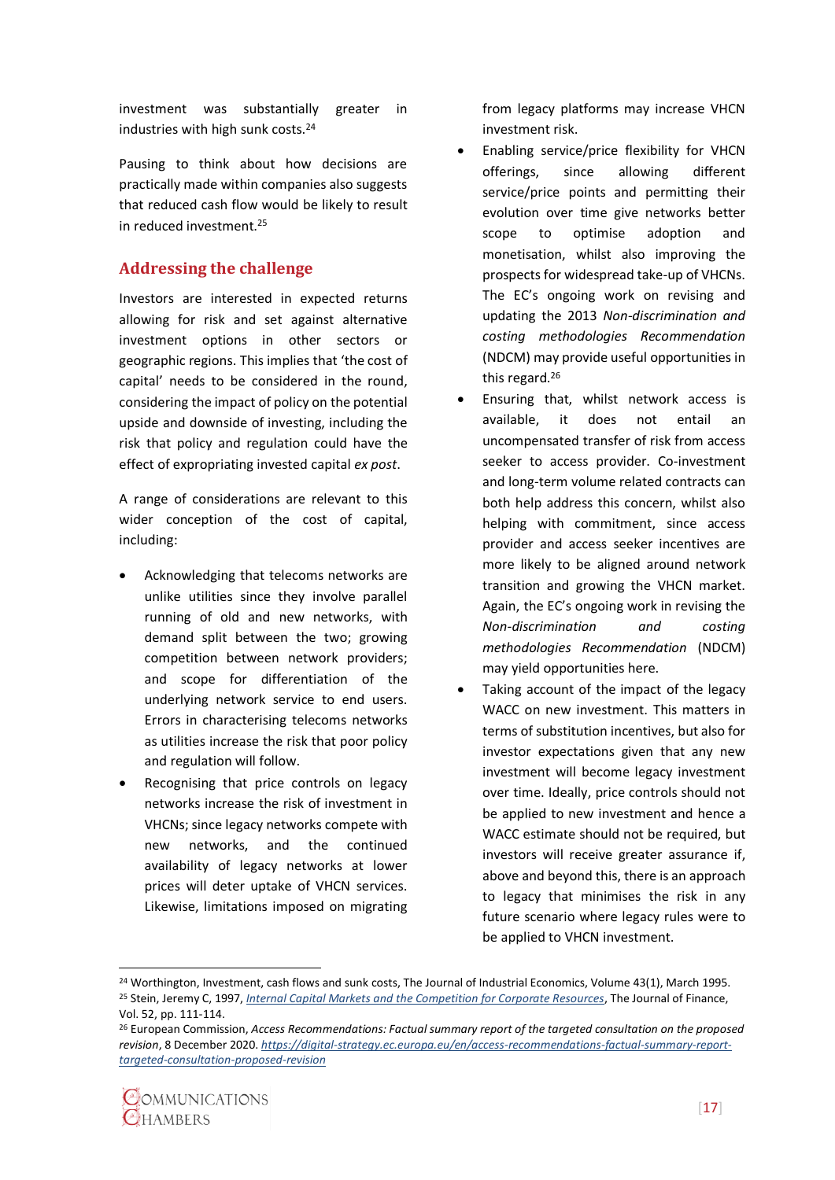investment was substantially greater in industries with high sunk costs.[24]

Pausing to think about how decisions are practically made within companies also suggests that reduced cash flow would be likely to result in reduced investment.[25]

## Addressing the challenge

Investors are interested in expected returns allowing for risk and set against alternative investment options in other sectors or geographic regions. This implies that 'the cost of capital' needs to be considered in the round, considering the impact of policy on the potential upside and downside of investing, including the risk that policy and regulation could have the effect of expropriating invested capital *ex post*.

A range of considerations are relevant to this wider conception of the cost of capital, including:

- Acknowledging that telecoms networks are unlike utilities since they involve parallel running of old and new networks, with demand split between the two; growing competition between network providers; and scope for differentiation of the underlying network service to end users. Errors in characterising telecoms networks as utilities increase the risk that poor policy and regulation will follow.
- Recognising that price controls on legacy networks increase the risk of investment in VHCNs; since legacy networks compete with new networks, and the continued availability of legacy networks at lower prices will deter uptake of VHCN services. Likewise, limitations imposed on migrating from legacy platforms may increase VHCN investment risk.
- Enabling service/price flexibility for VHCN offerings, since allowing different service/price points and permitting their evolution over time give networks better scope to optimise adoption and monetisation, whilst also improving the prospects for widespread take-up of VHCNs. The EC's ongoing work on revising and updating the 2013 *Non-discrimination and costing methodologies Recommendation* (NDCM) may provide useful opportunities in this regard.[26]
- Ensuring that, whilst network access is available, it does not entail an uncompensated transfer of risk from access seeker to access provider. Co-investment and long-term volume related contracts can both help address this concern, whilst also helping with commitment, since access provider and access seeker incentives are more likely to be aligned around network transition and growing the VHCN market. Again, the EC's ongoing work in revising the *Non-discrimination and costing methodologies Recommendation* (NDCM) may yield opportunities here.
- Taking account of the impact of the legacy WACC on new investment. This matters in terms of substitution incentives, but also for investor expectations given that any new investment will become legacy investment over time. Ideally, price controls should not be applied to new investment and hence a WACC estimate should not be required, but investors will receive greater assurance if, above and beyond this, there is an approach to legacy that minimises the risk in any future scenario where legacy rules were to be applied to VHCN investment.

[24] Worthington, Investment, cash flows and sunk costs, The Journal of Industrial Economics, Volume 43(1), March 1995.

[25] Stein, Jeremy C, 1997, *Internal Capital Markets and the Competition for Corporate Resources*, The Journal of Finance, Vol. 52, pp. 111-114.

[26] European Commission, *Access Recommendations: Factual summary report of the targeted consultation on the proposed revision*, 8 December 2020. *https://digital-strategy.ec.europa.eu/en/access-recommendations-factual-summary-report-targeted-consultation-proposed-revision*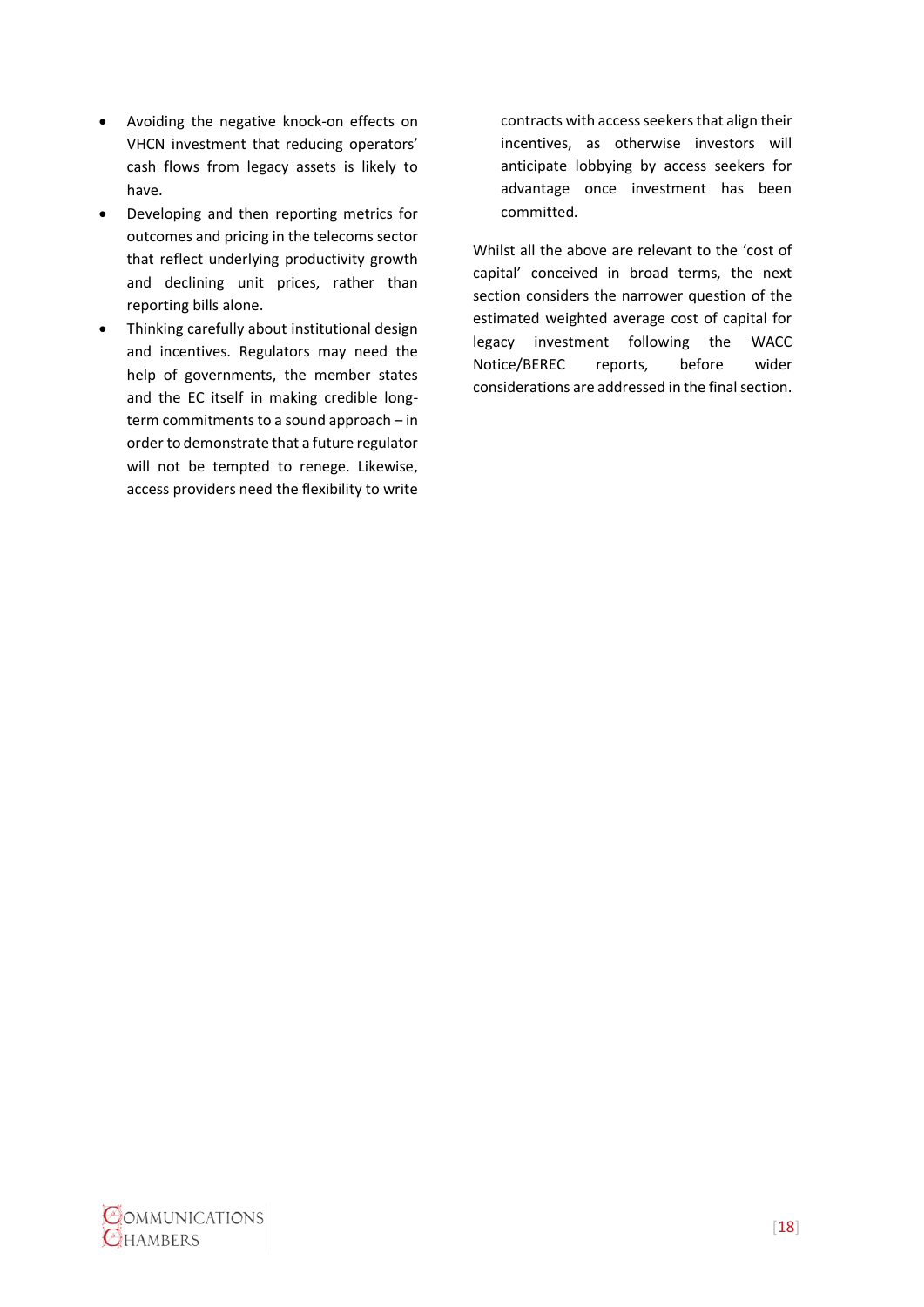- Avoiding the negative knock-on effects on VHCN investment that reducing operators' cash flows from legacy assets is likely to have.
- Developing and then reporting metrics for outcomes and pricing in the telecoms sector that reflect underlying productivity growth and declining unit prices, rather than reporting bills alone.
- Thinking carefully about institutional design and incentives. Regulators may need the help of governments, the member states and the EC itself in making credible long-term commitments to a sound approach – in order to demonstrate that a future regulator will not be tempted to renege. Likewise, access providers need the flexibility to write contracts with access seekers that align their incentives, as otherwise investors will anticipate lobbying by access seekers for advantage once investment has been committed.

Whilst all the above are relevant to the 'cost of capital' conceived in broad terms, the next section considers the narrower question of the estimated weighted average cost of capital for legacy investment following the WACC Notice/BEREC reports, before wider considerations are addressed in the final section.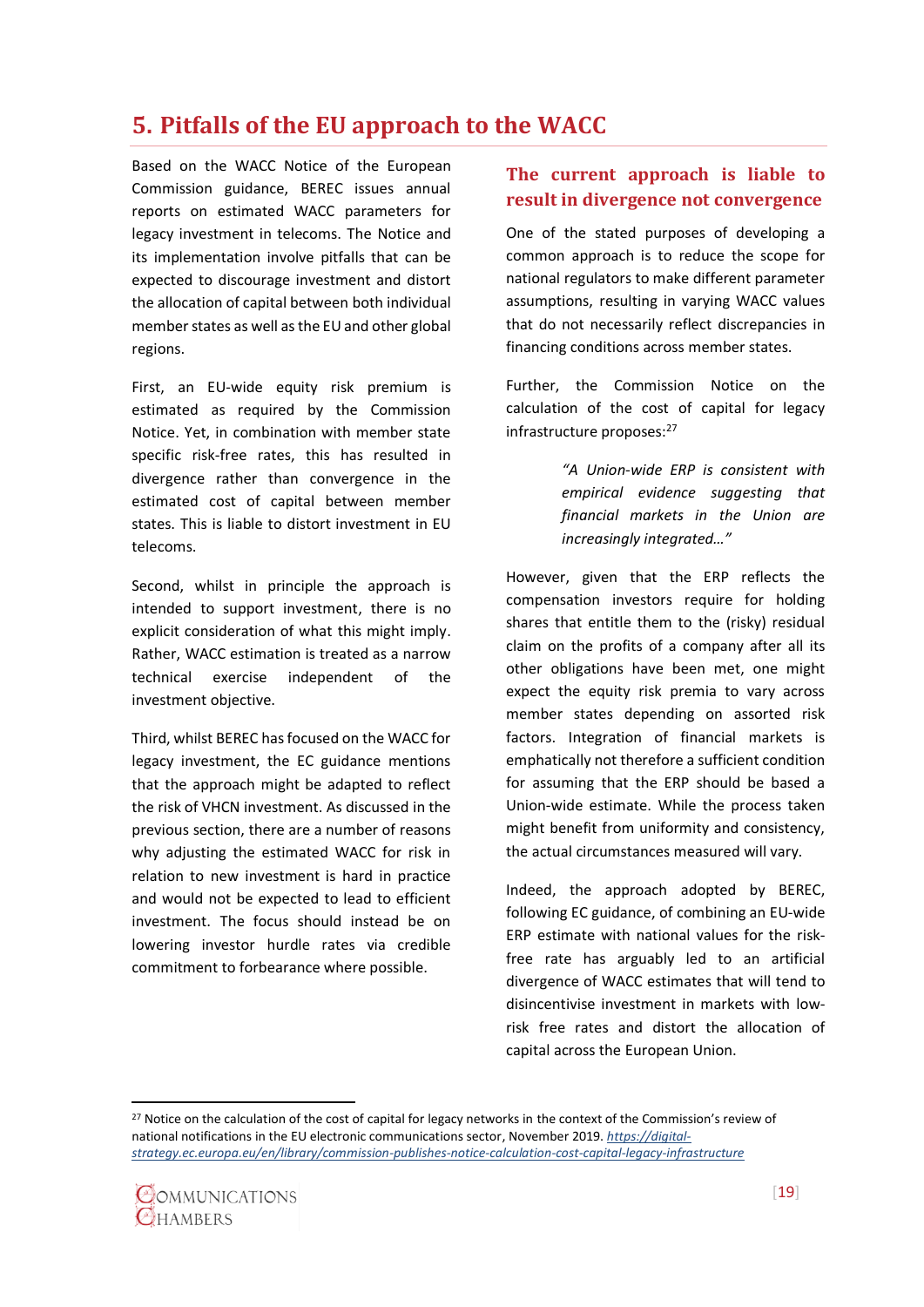# 5. Pitfalls of the EU approach to the WACC

Based on the WACC Notice of the European Commission guidance, BEREC issues annual reports on estimated WACC parameters for legacy investment in telecoms. The Notice and its implementation involve pitfalls that can be expected to discourage investment and distort the allocation of capital between both individual member states as well as the EU and other global regions.

First, an EU-wide equity risk premium is estimated as required by the Commission Notice. Yet, in combination with member state specific risk-free rates, this has resulted in divergence rather than convergence in the estimated cost of capital between member states. This is liable to distort investment in EU telecoms.

Second, whilst in principle the approach is intended to support investment, there is no explicit consideration of what this might imply. Rather, WACC estimation is treated as a narrow technical exercise independent of the investment objective.

Third, whilst BEREC has focused on the WACC for legacy investment, the EC guidance mentions that the approach might be adapted to reflect the risk of VHCN investment. As discussed in the previous section, there are a number of reasons why adjusting the estimated WACC for risk in relation to new investment is hard in practice and would not be expected to lead to efficient investment. The focus should instead be on lowering investor hurdle rates via credible commitment to forbearance where possible.

## The current approach is liable to result in divergence not convergence

One of the stated purposes of developing a common approach is to reduce the scope for national regulators to make different parameter assumptions, resulting in varying WACC values that do not necessarily reflect discrepancies in financing conditions across member states.

Further, the Commission Notice on the calculation of the cost of capital for legacy infrastructure proposes:[27]

> *"A Union-wide ERP is consistent with empirical evidence suggesting that financial markets in the Union are increasingly integrated…"*

However, given that the ERP reflects the compensation investors require for holding shares that entitle them to the (risky) residual claim on the profits of a company after all its other obligations have been met, one might expect the equity risk premia to vary across member states depending on assorted risk factors. Integration of financial markets is emphatically not therefore a sufficient condition for assuming that the ERP should be based a Union-wide estimate. While the process taken might benefit from uniformity and consistency, the actual circumstances measured will vary.

Indeed, the approach adopted by BEREC, following EC guidance, of combining an EU-wide ERP estimate with national values for the risk-free rate has arguably led to an artificial divergence of WACC estimates that will tend to disincentivise investment in markets with low-risk free rates and distort the allocation of capital across the European Union.

---

[27] Notice on the calculation of the cost of capital for legacy networks in the context of the Commission's review of national notifications in the EU electronic communications sector, November 2019. https://digital-strategy.ec.europa.eu/en/library/commission-publishes-notice-calculation-cost-capital-legacy-infrastructure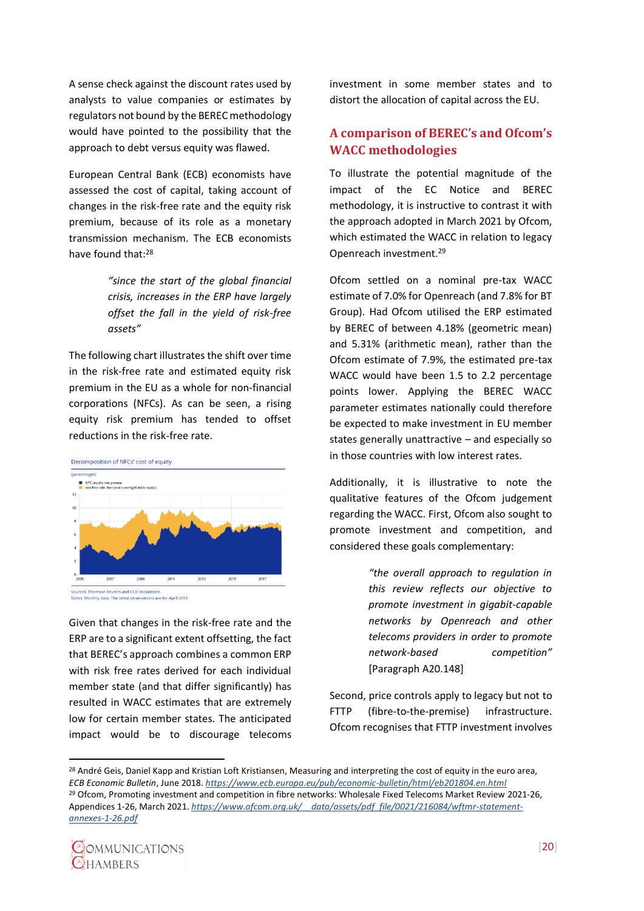A sense check against the discount rates used by analysts to value companies or estimates by regulators not bound by the BEREC methodology would have pointed to the possibility that the approach to debt versus equity was flawed.

European Central Bank (ECB) economists have assessed the cost of capital, taking account of changes in the risk-free rate and the equity risk premium, because of its role as a monetary transmission mechanism. The ECB economists have found that:[28]

> *"since the start of the global financial crisis, increases in the ERP have largely offset the fall in the yield of risk-free assets"*

The following chart illustrates the shift over time in the risk-free rate and estimated equity risk premium in the EU as a whole for non-financial corporations (NFCs). As can be seen, a rising equity risk premium has tended to offset reductions in the risk-free rate.

Decomposition of NFCs' cost of equity

(percentages)

- NFC equity risk premia
- risk-free rate (ten-year overnight index swap)

Sources: Thomson Reuters and ECB calculations.
Notes: Monthly data. The latest observations are for April 2018.

Given that changes in the risk-free rate and the ERP are to a significant extent offsetting, the fact that BEREC's approach combines a common ERP with risk free rates derived for each individual member state (and that differ significantly) has resulted in WACC estimates that are extremely low for certain member states. The anticipated impact would be to discourage telecoms investment in some member states and to distort the allocation of capital across the EU.

## A comparison of BEREC's and Ofcom's WACC methodologies

To illustrate the potential magnitude of the impact of the EC Notice and BEREC methodology, it is instructive to contrast it with the approach adopted in March 2021 by Ofcom, which estimated the WACC in relation to legacy Openreach investment.[29]

Ofcom settled on a nominal pre-tax WACC estimate of 7.0% for Openreach (and 7.8% for BT Group). Had Ofcom utilised the ERP estimated by BEREC of between 4.18% (geometric mean) and 5.31% (arithmetic mean), rather than the Ofcom estimate of 7.9%, the estimated pre-tax WACC would have been 1.5 to 2.2 percentage points lower. Applying the BEREC WACC parameter estimates nationally could therefore be expected to make investment in EU member states generally unattractive – and especially so in those countries with low interest rates.

Additionally, it is illustrative to note the qualitative features of the Ofcom judgement regarding the WACC. First, Ofcom also sought to promote investment and competition, and considered these goals complementary:

> *"the overall approach to regulation in this review reflects our objective to promote investment in gigabit-capable networks by Openreach and other telecoms providers in order to promote network-based competition"* [Paragraph A20.148]

Second, price controls apply to legacy but not to FTTP (fibre-to-the-premise) infrastructure. Ofcom recognises that FTTP investment involves

---

[28] André Geis, Daniel Kapp and Kristian Loft Kristiansen, Measuring and interpreting the cost of equity in the euro area, *ECB Economic Bulletin*, June 2018. https://www.ecb.europa.eu/pub/economic-bulletin/html/eb201804.en.html

[29] Ofcom, Promoting investment and competition in fibre networks: Wholesale Fixed Telecoms Market Review 2021-26, Appendices 1-26, March 2021. https://www.ofcom.org.uk/__data/assets/pdf_file/0021/216084/wftmr-statement-annexes-1-26.pdf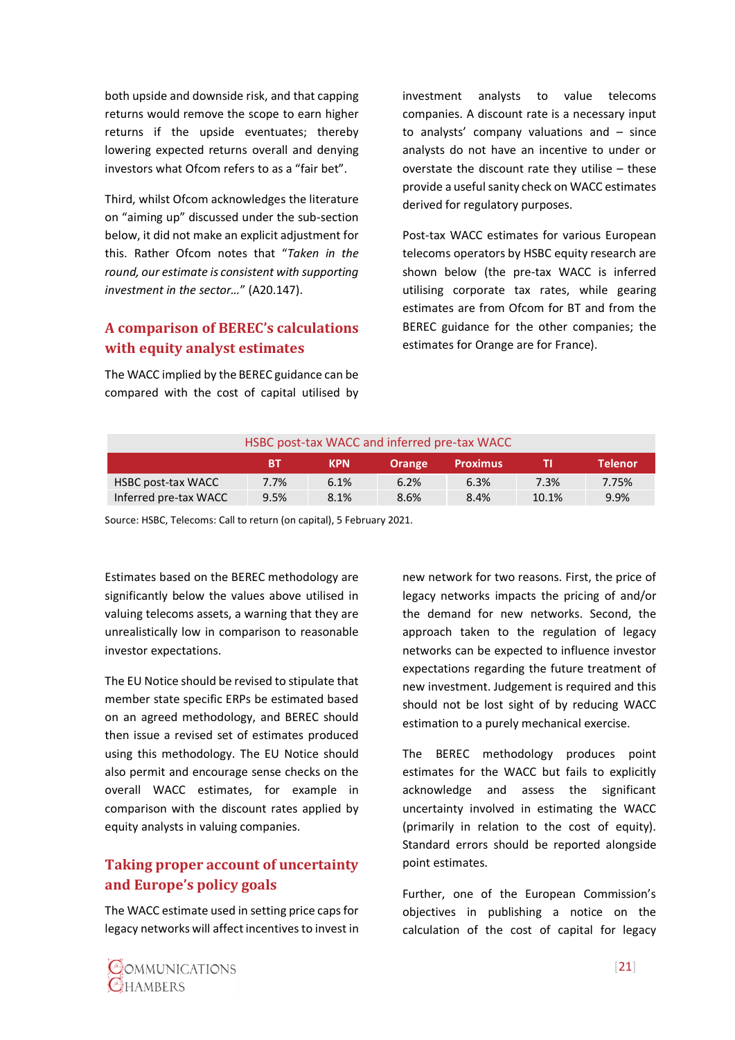both upside and downside risk, and that capping returns would remove the scope to earn higher returns if the upside eventuates; thereby lowering expected returns overall and denying investors what Ofcom refers to as a "fair bet".

Third, whilst Ofcom acknowledges the literature on "aiming up" discussed under the sub-section below, it did not make an explicit adjustment for this. Rather Ofcom notes that "*Taken in the round, our estimate is consistent with supporting investment in the sector…*" (A20.147).

## A comparison of BEREC's calculations with equity analyst estimates

The WACC implied by the BEREC guidance can be compared with the cost of capital utilised by investment analysts to value telecoms companies. A discount rate is a necessary input to analysts' company valuations and – since analysts do not have an incentive to under or overstate the discount rate they utilise – these provide a useful sanity check on WACC estimates derived for regulatory purposes.

Post-tax WACC estimates for various European telecoms operators by HSBC equity research are shown below (the pre-tax WACC is inferred utilising corporate tax rates, while gearing estimates are from Ofcom for BT and from the BEREC guidance for the other companies; the estimates for Orange are for France).

HSBC post-tax WACC and inferred pre-tax WACC

| | BT | KPN | Orange | Proximus | TI | Telenor |
|---|---|---|---|---|---|---|
| HSBC post-tax WACC | 7.7% | 6.1% | 6.2% | 6.3% | 7.3% | 7.75% |
| Inferred pre-tax WACC | 9.5% | 8.1% | 8.6% | 8.4% | 10.1% | 9.9% |

Source: HSBC, Telecoms: Call to return (on capital), 5 February 2021.

Estimates based on the BEREC methodology are significantly below the values above utilised in valuing telecoms assets, a warning that they are unrealistically low in comparison to reasonable investor expectations.

The EU Notice should be revised to stipulate that member state specific ERPs be estimated based on an agreed methodology, and BEREC should then issue a revised set of estimates produced using this methodology. The EU Notice should also permit and encourage sense checks on the overall WACC estimates, for example in comparison with the discount rates applied by equity analysts in valuing companies.

## Taking proper account of uncertainty and Europe's policy goals

The WACC estimate used in setting price caps for legacy networks will affect incentives to invest in new network for two reasons. First, the price of legacy networks impacts the pricing of and/or the demand for new networks. Second, the approach taken to the regulation of legacy networks can be expected to influence investor expectations regarding the future treatment of new investment. Judgement is required and this should not be lost sight of by reducing WACC estimation to a purely mechanical exercise.

The BEREC methodology produces point estimates for the WACC but fails to explicitly acknowledge and assess the significant uncertainty involved in estimating the WACC (primarily in relation to the cost of equity). Standard errors should be reported alongside point estimates.

Further, one of the European Commission's objectives in publishing a notice on the calculation of the cost of capital for legacy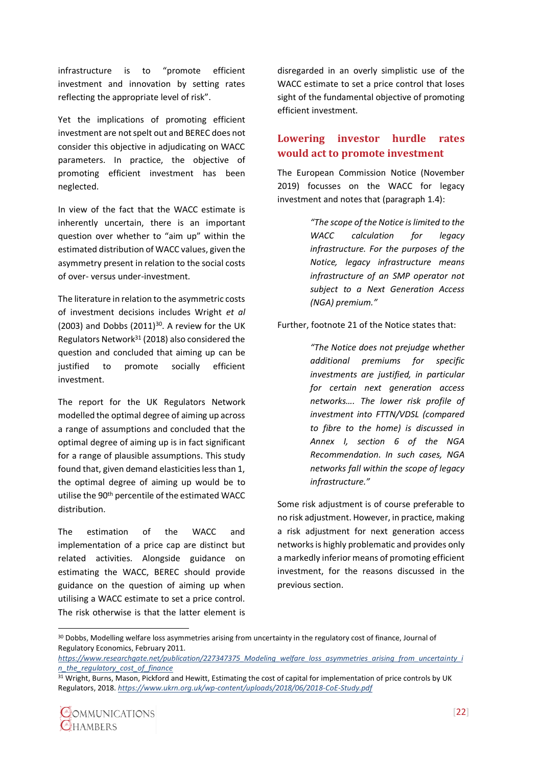infrastructure is to "promote efficient investment and innovation by setting rates reflecting the appropriate level of risk".

Yet the implications of promoting efficient investment are not spelt out and BEREC does not consider this objective in adjudicating on WACC parameters. In practice, the objective of promoting efficient investment has been neglected.

In view of the fact that the WACC estimate is inherently uncertain, there is an important question over whether to "aim up" within the estimated distribution of WACC values, given the asymmetry present in relation to the social costs of over- versus under-investment.

The literature in relation to the asymmetric costs of investment decisions includes Wright *et al* (2003) and Dobbs (2011)[30]. A review for the UK Regulators Network[31] (2018) also considered the question and concluded that aiming up can be justified to promote socially efficient investment.

The report for the UK Regulators Network modelled the optimal degree of aiming up across a range of assumptions and concluded that the optimal degree of aiming up is in fact significant for a range of plausible assumptions. This study found that, given demand elasticities less than 1, the optimal degree of aiming up would be to utilise the 90th percentile of the estimated WACC distribution.

The estimation of the WACC and implementation of a price cap are distinct but related activities. Alongside guidance on estimating the WACC, BEREC should provide guidance on the question of aiming up when utilising a WACC estimate to set a price control. The risk otherwise is that the latter element is disregarded in an overly simplistic use of the WACC estimate to set a price control that loses sight of the fundamental objective of promoting efficient investment.

## Lowering investor hurdle rates would act to promote investment

The European Commission Notice (November 2019) focusses on the WACC for legacy investment and notes that (paragraph 1.4):

> *"The scope of the Notice is limited to the WACC calculation for legacy infrastructure. For the purposes of the Notice, legacy infrastructure means infrastructure of an SMP operator not subject to a Next Generation Access (NGA) premium."*

Further, footnote 21 of the Notice states that:

> *"The Notice does not prejudge whether additional premiums for specific investments are justified, in particular for certain next generation access networks…. The lower risk profile of investment into FTTN/VDSL (compared to fibre to the home) is discussed in Annex I, section 6 of the NGA Recommendation. In such cases, NGA networks fall within the scope of legacy infrastructure."*

Some risk adjustment is of course preferable to no risk adjustment. However, in practice, making a risk adjustment for next generation access networks is highly problematic and provides only a markedly inferior means of promoting efficient investment, for the reasons discussed in the previous section.

---

[30] Dobbs, Modelling welfare loss asymmetries arising from uncertainty in the regulatory cost of finance, Journal of Regulatory Economics, February 2011. https://www.researchgate.net/publication/227347375_Modeling_welfare_loss_asymmetries_arising_from_uncertainty_in_the_regulatory_cost_of_finance

[31] Wright, Burns, Mason, Pickford and Hewitt, Estimating the cost of capital for implementation of price controls by UK Regulators, 2018. https://www.ukrn.org.uk/wp-content/uploads/2018/06/2018-CoE-Study.pdf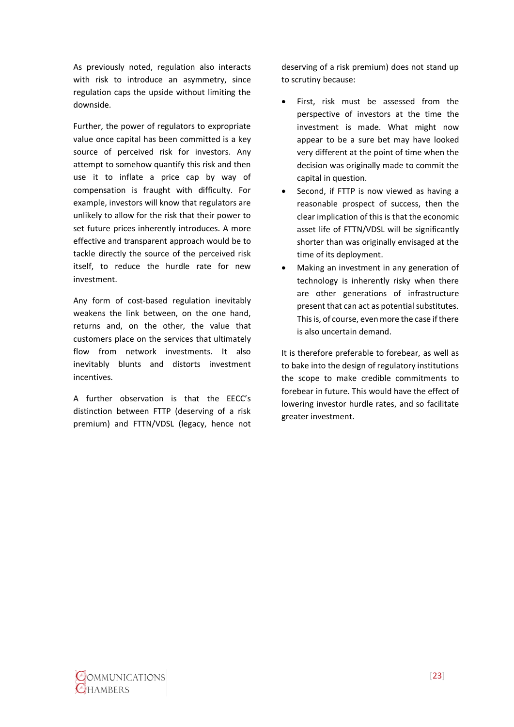As previously noted, regulation also interacts with risk to introduce an asymmetry, since regulation caps the upside without limiting the downside.

Further, the power of regulators to expropriate value once capital has been committed is a key source of perceived risk for investors. Any attempt to somehow quantify this risk and then use it to inflate a price cap by way of compensation is fraught with difficulty. For example, investors will know that regulators are unlikely to allow for the risk that their power to set future prices inherently introduces. A more effective and transparent approach would be to tackle directly the source of the perceived risk itself, to reduce the hurdle rate for new investment.

Any form of cost-based regulation inevitably weakens the link between, on the one hand, returns and, on the other, the value that customers place on the services that ultimately flow from network investments. It also inevitably blunts and distorts investment incentives.

A further observation is that the EECC's distinction between FTTP (deserving of a risk premium) and FTTN/VDSL (legacy, hence not deserving of a risk premium) does not stand up to scrutiny because:

- First, risk must be assessed from the perspective of investors at the time the investment is made. What might now appear to be a sure bet may have looked very different at the point of time when the decision was originally made to commit the capital in question.
- Second, if FTTP is now viewed as having a reasonable prospect of success, then the clear implication of this is that the economic asset life of FTTN/VDSL will be significantly shorter than was originally envisaged at the time of its deployment.
- Making an investment in any generation of technology is inherently risky when there are other generations of infrastructure present that can act as potential substitutes. This is, of course, even more the case if there is also uncertain demand.

It is therefore preferable to forebear, as well as to bake into the design of regulatory institutions the scope to make credible commitments to forebear in future. This would have the effect of lowering investor hurdle rates, and so facilitate greater investment.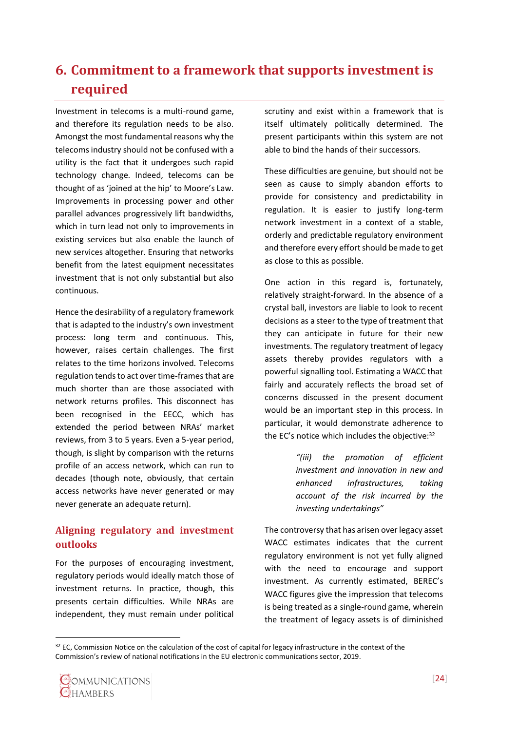# 6. Commitment to a framework that supports investment is required

Investment in telecoms is a multi-round game, and therefore its regulation needs to be also. Amongst the most fundamental reasons why the telecoms industry should not be confused with a utility is the fact that it undergoes such rapid technology change. Indeed, telecoms can be thought of as 'joined at the hip' to Moore's Law. Improvements in processing power and other parallel advances progressively lift bandwidths, which in turn lead not only to improvements in existing services but also enable the launch of new services altogether. Ensuring that networks benefit from the latest equipment necessitates investment that is not only substantial but also continuous.

Hence the desirability of a regulatory framework that is adapted to the industry's own investment process: long term and continuous. This, however, raises certain challenges. The first relates to the time horizons involved. Telecoms regulation tends to act over time-frames that are much shorter than are those associated with network returns profiles. This disconnect has been recognised in the EECC, which has extended the period between NRAs' market reviews, from 3 to 5 years. Even a 5-year period, though, is slight by comparison with the returns profile of an access network, which can run to decades (though note, obviously, that certain access networks have never generated or may never generate an adequate return).

## Aligning regulatory and investment outlooks

For the purposes of encouraging investment, regulatory periods would ideally match those of investment returns. In practice, though, this presents certain difficulties. While NRAs are independent, they must remain under political scrutiny and exist within a framework that is itself ultimately politically determined. The present participants within this system are not able to bind the hands of their successors.

These difficulties are genuine, but should not be seen as cause to simply abandon efforts to provide for consistency and predictability in regulation. It is easier to justify long-term network investment in a context of a stable, orderly and predictable regulatory environment and therefore every effort should be made to get as close to this as possible.

One action in this regard is, fortunately, relatively straight-forward. In the absence of a crystal ball, investors are liable to look to recent decisions as a steer to the type of treatment that they can anticipate in future for their new investments. The regulatory treatment of legacy assets thereby provides regulators with a powerful signalling tool. Estimating a WACC that fairly and accurately reflects the broad set of concerns discussed in the present document would be an important step in this process. In particular, it would demonstrate adherence to the EC's notice which includes the objective:[32]

> *"(iii) the promotion of efficient investment and innovation in new and enhanced infrastructures, taking account of the risk incurred by the investing undertakings"*

The controversy that has arisen over legacy asset WACC estimates indicates that the current regulatory environment is not yet fully aligned with the need to encourage and support investment. As currently estimated, BEREC's WACC figures give the impression that telecoms is being treated as a single-round game, wherein the treatment of legacy assets is of diminished

---

[32] EC, Commission Notice on the calculation of the cost of capital for legacy infrastructure in the context of the Commission's review of national notifications in the EU electronic communications sector, 2019.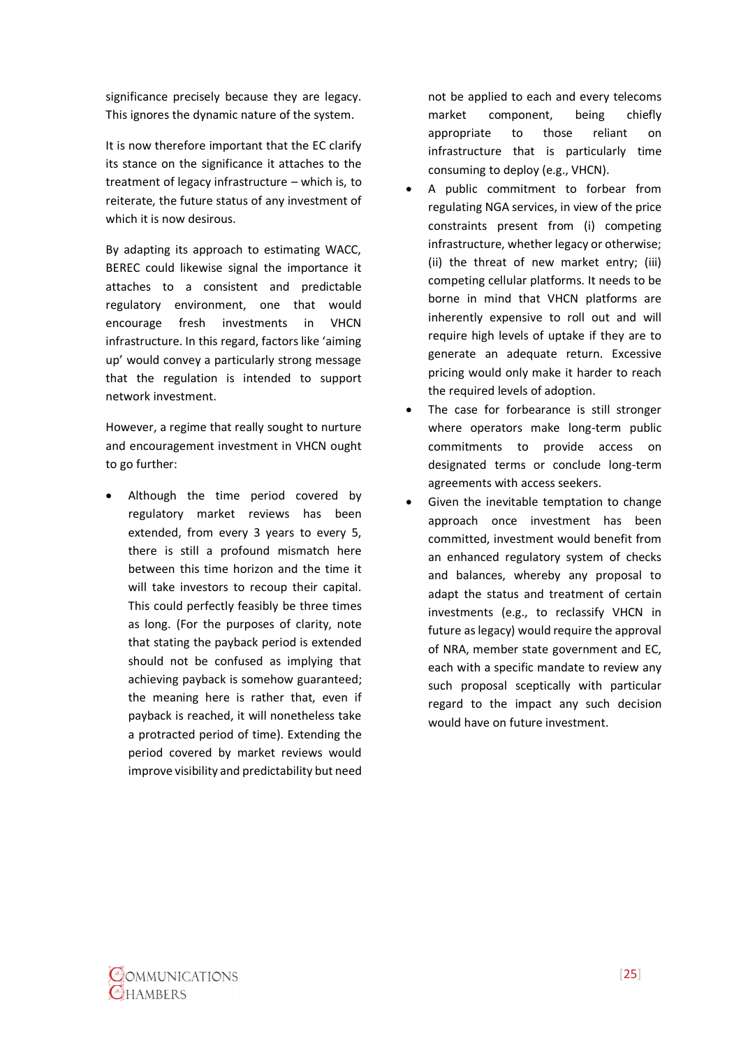significance precisely because they are legacy. This ignores the dynamic nature of the system.

It is now therefore important that the EC clarify its stance on the significance it attaches to the treatment of legacy infrastructure – which is, to reiterate, the future status of any investment of which it is now desirous.

By adapting its approach to estimating WACC, BEREC could likewise signal the importance it attaches to a consistent and predictable regulatory environment, one that would encourage fresh investments in VHCN infrastructure. In this regard, factors like 'aiming up' would convey a particularly strong message that the regulation is intended to support network investment.

However, a regime that really sought to nurture and encouragement investment in VHCN ought to go further:

- Although the time period covered by regulatory market reviews has been extended, from every 3 years to every 5, there is still a profound mismatch here between this time horizon and the time it will take investors to recoup their capital. This could perfectly feasibly be three times as long. (For the purposes of clarity, note that stating the payback period is extended should not be confused as implying that achieving payback is somehow guaranteed; the meaning here is rather that, even if payback is reached, it will nonetheless take a protracted period of time). Extending the period covered by market reviews would improve visibility and predictability but need not be applied to each and every telecoms market component, being chiefly appropriate to those reliant on infrastructure that is particularly time consuming to deploy (e.g., VHCN).
- A public commitment to forbear from regulating NGA services, in view of the price constraints present from (i) competing infrastructure, whether legacy or otherwise; (ii) the threat of new market entry; (iii) competing cellular platforms. It needs to be borne in mind that VHCN platforms are inherently expensive to roll out and will require high levels of uptake if they are to generate an adequate return. Excessive pricing would only make it harder to reach the required levels of adoption.
- The case for forbearance is still stronger where operators make long-term public commitments to provide access on designated terms or conclude long-term agreements with access seekers.
- Given the inevitable temptation to change approach once investment has been committed, investment would benefit from an enhanced regulatory system of checks and balances, whereby any proposal to adapt the status and treatment of certain investments (e.g., to reclassify VHCN in future as legacy) would require the approval of NRA, member state government and EC, each with a specific mandate to review any such proposal sceptically with particular regard to the impact any such decision would have on future investment.